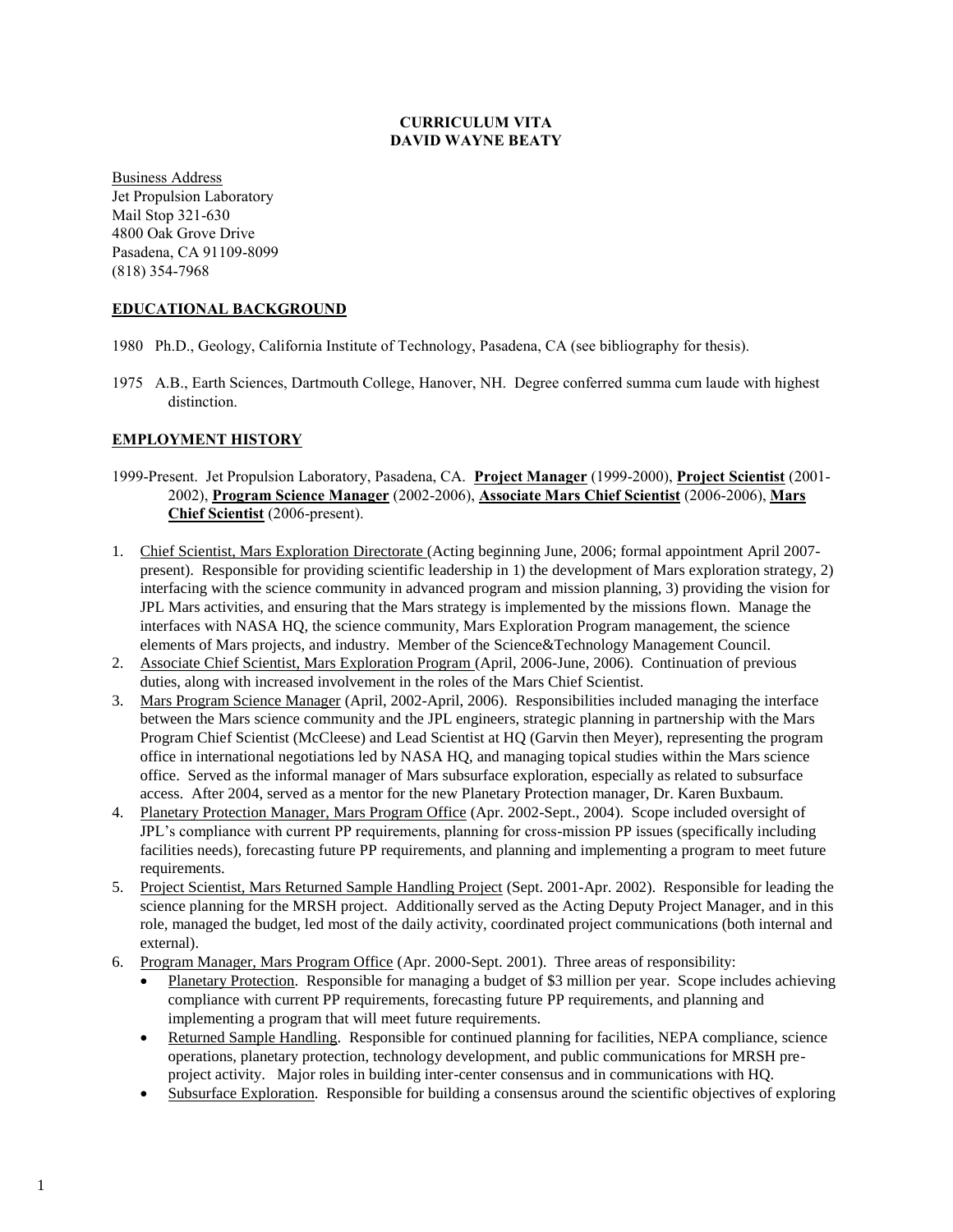**CURRICULUM VITA**
**DAVID WAYNE BEATY**

Business Address
Jet Propulsion Laboratory
Mail Stop 321-630
4800 Oak Grove Drive
Pasadena, CA 91109-8099
(818) 354-7968

## EDUCATIONAL BACKGROUND

1980 Ph.D., Geology, California Institute of Technology, Pasadena, CA (see bibliography for thesis).

1975 A.B., Earth Sciences, Dartmouth College, Hanover, NH. Degree conferred summa cum laude with highest distinction.

## EMPLOYMENT HISTORY

1999-Present. Jet Propulsion Laboratory, Pasadena, CA. **Project Manager** (1999-2000), **Project Scientist** (2001-2002), **Program Science Manager** (2002-2006), **Associate Mars Chief Scientist** (2006-2006), **Mars Chief Scientist** (2006-present).

1. Chief Scientist, Mars Exploration Directorate (Acting beginning June, 2006; formal appointment April 2007-present). Responsible for providing scientific leadership in 1) the development of Mars exploration strategy, 2) interfacing with the science community in advanced program and mission planning, 3) providing the vision for JPL Mars activities, and ensuring that the Mars strategy is implemented by the missions flown. Manage the interfaces with NASA HQ, the science community, Mars Exploration Program management, the science elements of Mars projects, and industry. Member of the Science&Technology Management Council.
2. Associate Chief Scientist, Mars Exploration Program (April, 2006-June, 2006). Continuation of previous duties, along with increased involvement in the roles of the Mars Chief Scientist.
3. Mars Program Science Manager (April, 2002-April, 2006). Responsibilities included managing the interface between the Mars science community and the JPL engineers, strategic planning in partnership with the Mars Program Chief Scientist (McCleese) and Lead Scientist at HQ (Garvin then Meyer), representing the program office in international negotiations led by NASA HQ, and managing topical studies within the Mars science office. Served as the informal manager of Mars subsurface exploration, especially as related to subsurface access. After 2004, served as a mentor for the new Planetary Protection manager, Dr. Karen Buxbaum.
4. Planetary Protection Manager, Mars Program Office (Apr. 2002-Sept., 2004). Scope included oversight of JPL's compliance with current PP requirements, planning for cross-mission PP issues (specifically including facilities needs), forecasting future PP requirements, and planning and implementing a program to meet future requirements.
5. Project Scientist, Mars Returned Sample Handling Project (Sept. 2001-Apr. 2002). Responsible for leading the science planning for the MRSH project. Additionally served as the Acting Deputy Project Manager, and in this role, managed the budget, led most of the daily activity, coordinated project communications (both internal and external).
6. Program Manager, Mars Program Office (Apr. 2000-Sept. 2001). Three areas of responsibility:
   - Planetary Protection. Responsible for managing a budget of $3 million per year. Scope includes achieving compliance with current PP requirements, forecasting future PP requirements, and planning and implementing a program that will meet future requirements.
   - Returned Sample Handling. Responsible for continued planning for facilities, NEPA compliance, science operations, planetary protection, technology development, and public communications for MRSH pre-project activity. Major roles in building inter-center consensus and in communications with HQ.
   - Subsurface Exploration. Responsible for building a consensus around the scientific objectives of exploring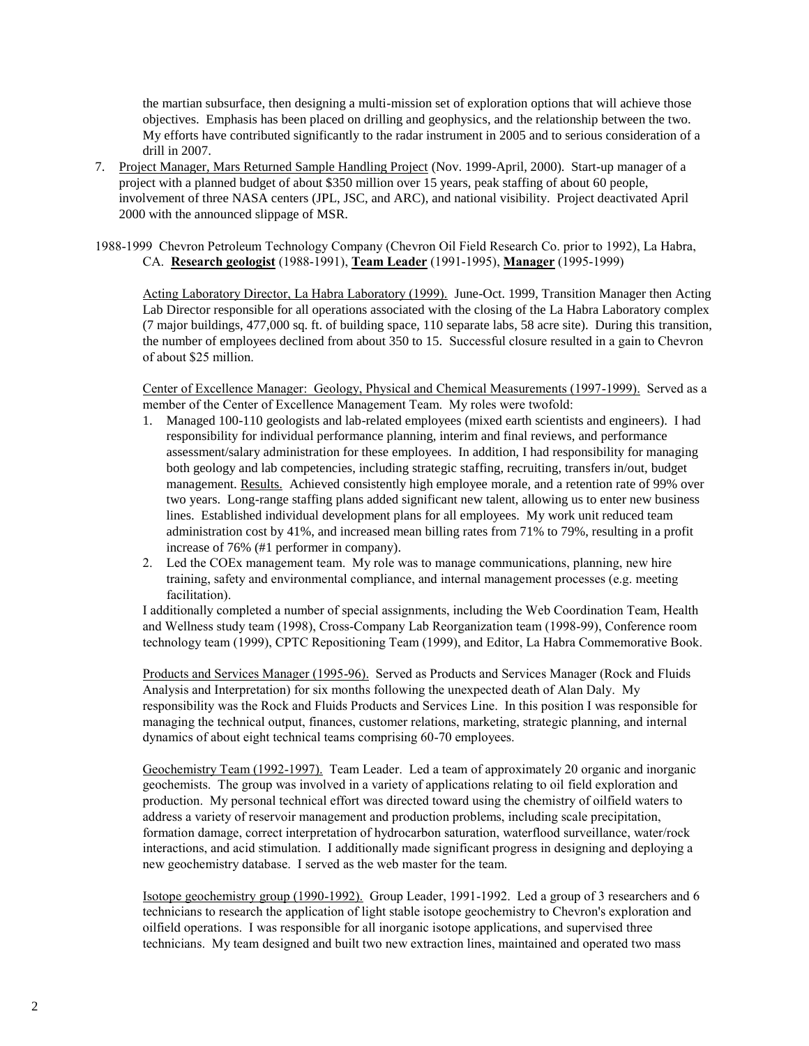the martian subsurface, then designing a multi-mission set of exploration options that will achieve those objectives. Emphasis has been placed on drilling and geophysics, and the relationship between the two. My efforts have contributed significantly to the radar instrument in 2005 and to serious consideration of a drill in 2007.

7. Project Manager, Mars Returned Sample Handling Project (Nov. 1999-April, 2000). Start-up manager of a project with a planned budget of about \$350 million over 15 years, peak staffing of about 60 people, involvement of three NASA centers (JPL, JSC, and ARC), and national visibility. Project deactivated April 2000 with the announced slippage of MSR.

1988-1999 Chevron Petroleum Technology Company (Chevron Oil Field Research Co. prior to 1992), La Habra, CA. **Research geologist** (1988-1991), **Team Leader** (1991-1995), **Manager** (1995-1999)

Acting Laboratory Director, La Habra Laboratory (1999). June-Oct. 1999, Transition Manager then Acting Lab Director responsible for all operations associated with the closing of the La Habra Laboratory complex (7 major buildings, 477,000 sq. ft. of building space, 110 separate labs, 58 acre site). During this transition, the number of employees declined from about 350 to 15. Successful closure resulted in a gain to Chevron of about \$25 million.

Center of Excellence Manager: Geology, Physical and Chemical Measurements (1997-1999). Served as a member of the Center of Excellence Management Team. My roles were twofold:

1. Managed 100-110 geologists and lab-related employees (mixed earth scientists and engineers). I had responsibility for individual performance planning, interim and final reviews, and performance assessment/salary administration for these employees. In addition, I had responsibility for managing both geology and lab competencies, including strategic staffing, recruiting, transfers in/out, budget management. Results. Achieved consistently high employee morale, and a retention rate of 99% over two years. Long-range staffing plans added significant new talent, allowing us to enter new business lines. Established individual development plans for all employees. My work unit reduced team administration cost by 41%, and increased mean billing rates from 71% to 79%, resulting in a profit increase of 76% (#1 performer in company).
2. Led the COEx management team. My role was to manage communications, planning, new hire training, safety and environmental compliance, and internal management processes (e.g. meeting facilitation).

I additionally completed a number of special assignments, including the Web Coordination Team, Health and Wellness study team (1998), Cross-Company Lab Reorganization team (1998-99), Conference room technology team (1999), CPTC Repositioning Team (1999), and Editor, La Habra Commemorative Book.

Products and Services Manager (1995-96). Served as Products and Services Manager (Rock and Fluids Analysis and Interpretation) for six months following the unexpected death of Alan Daly. My responsibility was the Rock and Fluids Products and Services Line. In this position I was responsible for managing the technical output, finances, customer relations, marketing, strategic planning, and internal dynamics of about eight technical teams comprising 60-70 employees.

Geochemistry Team (1992-1997). Team Leader. Led a team of approximately 20 organic and inorganic geochemists. The group was involved in a variety of applications relating to oil field exploration and production. My personal technical effort was directed toward using the chemistry of oilfield waters to address a variety of reservoir management and production problems, including scale precipitation, formation damage, correct interpretation of hydrocarbon saturation, waterflood surveillance, water/rock interactions, and acid stimulation. I additionally made significant progress in designing and deploying a new geochemistry database. I served as the web master for the team.

Isotope geochemistry group (1990-1992). Group Leader, 1991-1992. Led a group of 3 researchers and 6 technicians to research the application of light stable isotope geochemistry to Chevron's exploration and oilfield operations. I was responsible for all inorganic isotope applications, and supervised three technicians. My team designed and built two new extraction lines, maintained and operated two mass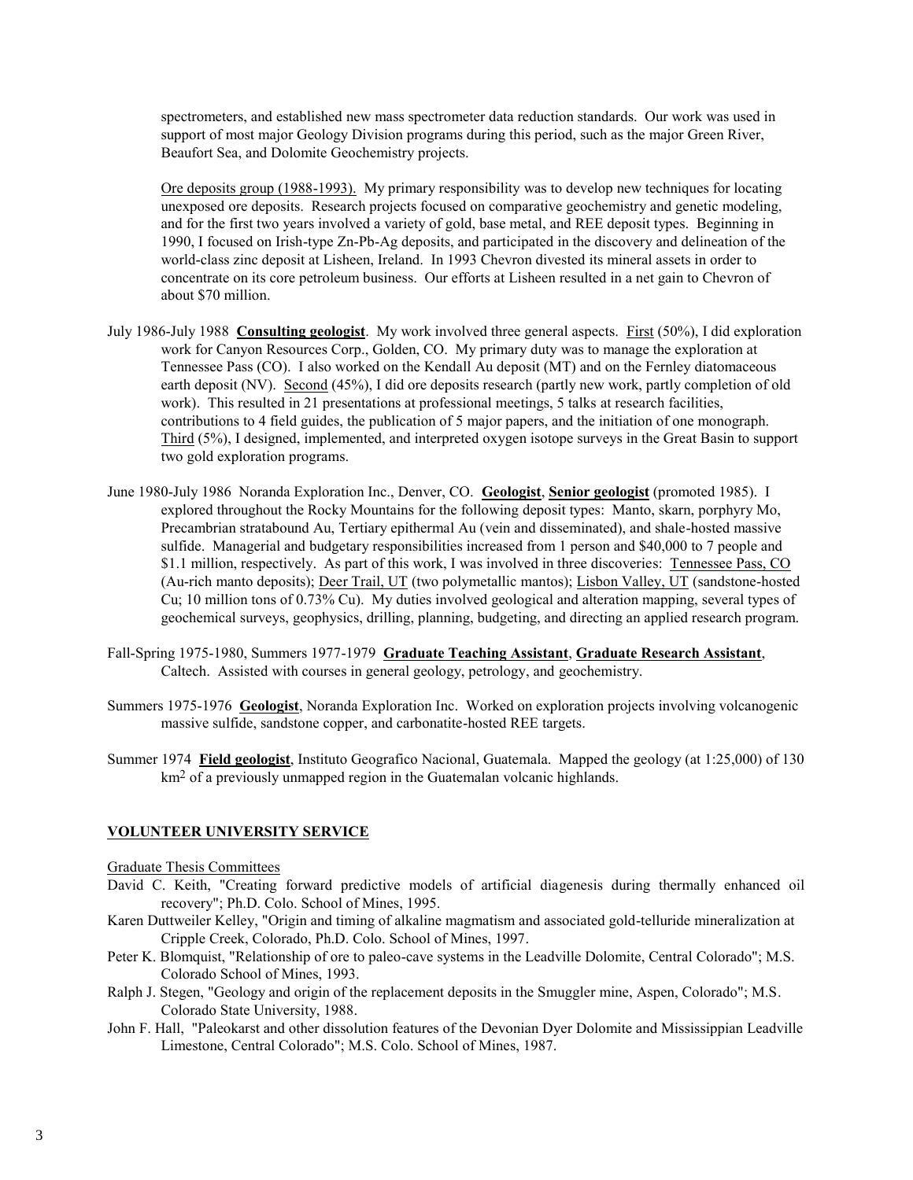spectrometers, and established new mass spectrometer data reduction standards. Our work was used in support of most major Geology Division programs during this period, such as the major Green River, Beaufort Sea, and Dolomite Geochemistry projects.

Ore deposits group (1988-1993). My primary responsibility was to develop new techniques for locating unexposed ore deposits. Research projects focused on comparative geochemistry and genetic modeling, and for the first two years involved a variety of gold, base metal, and REE deposit types. Beginning in 1990, I focused on Irish-type Zn-Pb-Ag deposits, and participated in the discovery and delineation of the world-class zinc deposit at Lisheen, Ireland. In 1993 Chevron divested its mineral assets in order to concentrate on its core petroleum business. Our efforts at Lisheen resulted in a net gain to Chevron of about $70 million.

July 1986-July 1988 **Consulting geologist**. My work involved three general aspects. First (50%), I did exploration work for Canyon Resources Corp., Golden, CO. My primary duty was to manage the exploration at Tennessee Pass (CO). I also worked on the Kendall Au deposit (MT) and on the Fernley diatomaceous earth deposit (NV). Second (45%), I did ore deposits research (partly new work, partly completion of old work). This resulted in 21 presentations at professional meetings, 5 talks at research facilities, contributions to 4 field guides, the publication of 5 major papers, and the initiation of one monograph. Third (5%), I designed, implemented, and interpreted oxygen isotope surveys in the Great Basin to support two gold exploration programs.

June 1980-July 1986 Noranda Exploration Inc., Denver, CO. **Geologist**, **Senior geologist** (promoted 1985). I explored throughout the Rocky Mountains for the following deposit types: Manto, skarn, porphyry Mo, Precambrian stratabound Au, Tertiary epithermal Au (vein and disseminated), and shale-hosted massive sulfide. Managerial and budgetary responsibilities increased from 1 person and $40,000 to 7 people and $1.1 million, respectively. As part of this work, I was involved in three discoveries: Tennessee Pass, CO (Au-rich manto deposits); Deer Trail, UT (two polymetallic mantos); Lisbon Valley, UT (sandstone-hosted Cu; 10 million tons of 0.73% Cu). My duties involved geological and alteration mapping, several types of geochemical surveys, geophysics, drilling, planning, budgeting, and directing an applied research program.

Fall-Spring 1975-1980, Summers 1977-1979 **Graduate Teaching Assistant**, **Graduate Research Assistant**, Caltech. Assisted with courses in general geology, petrology, and geochemistry.

Summers 1975-1976 **Geologist**, Noranda Exploration Inc. Worked on exploration projects involving volcanogenic massive sulfide, sandstone copper, and carbonatite-hosted REE targets.

Summer 1974 **Field geologist**, Instituto Geografico Nacional, Guatemala. Mapped the geology (at 1:25,000) of 130 $km^2$ of a previously unmapped region in the Guatemalan volcanic highlands.

## VOLUNTEER UNIVERSITY SERVICE

Graduate Thesis Committees

David C. Keith, "Creating forward predictive models of artificial diagenesis during thermally enhanced oil recovery"; Ph.D. Colo. School of Mines, 1995.

Karen Duttweiler Kelley, "Origin and timing of alkaline magmatism and associated gold-telluride mineralization at Cripple Creek, Colorado, Ph.D. Colo. School of Mines, 1997.

Peter K. Blomquist, "Relationship of ore to paleo-cave systems in the Leadville Dolomite, Central Colorado"; M.S. Colorado School of Mines, 1993.

Ralph J. Stegen, "Geology and origin of the replacement deposits in the Smuggler mine, Aspen, Colorado"; M.S. Colorado State University, 1988.

John F. Hall, "Paleokarst and other dissolution features of the Devonian Dyer Dolomite and Mississippian Leadville Limestone, Central Colorado"; M.S. Colo. School of Mines, 1987.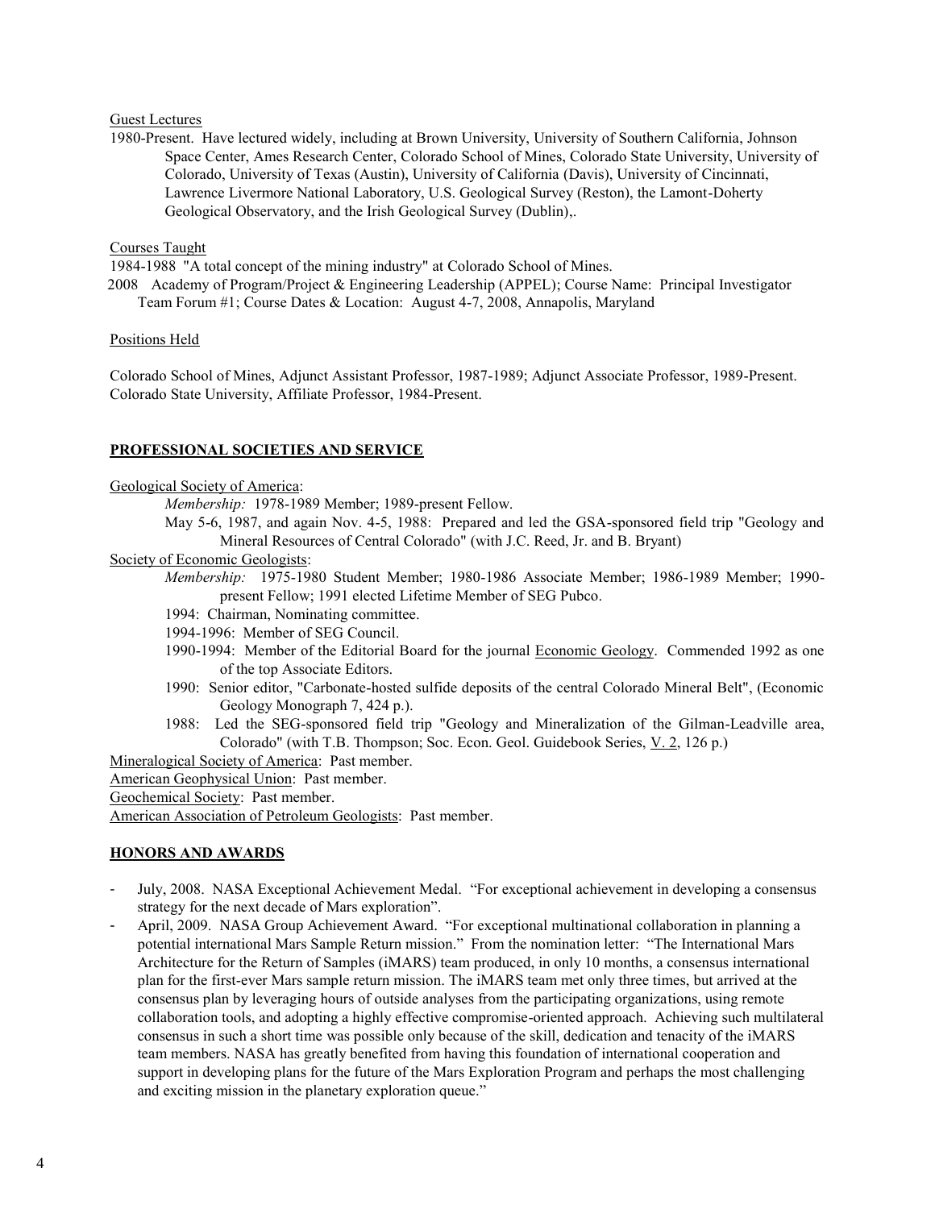Guest Lectures

1980-Present. Have lectured widely, including at Brown University, University of Southern California, Johnson Space Center, Ames Research Center, Colorado School of Mines, Colorado State University, University of Colorado, University of Texas (Austin), University of California (Davis), University of Cincinnati, Lawrence Livermore National Laboratory, U.S. Geological Survey (Reston), the Lamont-Doherty Geological Observatory, and the Irish Geological Survey (Dublin),.

Courses Taught

1984-1988 "A total concept of the mining industry" at Colorado School of Mines.

2008 Academy of Program/Project & Engineering Leadership (APPEL); Course Name: Principal Investigator Team Forum #1; Course Dates & Location: August 4-7, 2008, Annapolis, Maryland

Positions Held

Colorado School of Mines, Adjunct Assistant Professor, 1987-1989; Adjunct Associate Professor, 1989-Present.
Colorado State University, Affiliate Professor, 1984-Present.

## PROFESSIONAL SOCIETIES AND SERVICE

Geological Society of America:

*Membership:* 1978-1989 Member; 1989-present Fellow.

May 5-6, 1987, and again Nov. 4-5, 1988: Prepared and led the GSA-sponsored field trip "Geology and Mineral Resources of Central Colorado" (with J.C. Reed, Jr. and B. Bryant)

Society of Economic Geologists:

*Membership:* 1975-1980 Student Member; 1980-1986 Associate Member; 1986-1989 Member; 1990-present Fellow; 1991 elected Lifetime Member of SEG Pubco.

1994: Chairman, Nominating committee.

1994-1996: Member of SEG Council.

1990-1994: Member of the Editorial Board for the journal Economic Geology. Commended 1992 as one of the top Associate Editors.

1990: Senior editor, "Carbonate-hosted sulfide deposits of the central Colorado Mineral Belt", (Economic Geology Monograph 7, 424 p.).

1988: Led the SEG-sponsored field trip "Geology and Mineralization of the Gilman-Leadville area, Colorado" (with T.B. Thompson; Soc. Econ. Geol. Guidebook Series, V. 2, 126 p.)

Mineralogical Society of America: Past member.

American Geophysical Union: Past member.

Geochemical Society: Past member.

American Association of Petroleum Geologists: Past member.

## HONORS AND AWARDS

- July, 2008. NASA Exceptional Achievement Medal. "For exceptional achievement in developing a consensus strategy for the next decade of Mars exploration".
- April, 2009. NASA Group Achievement Award. "For exceptional multinational collaboration in planning a potential international Mars Sample Return mission." From the nomination letter: "The International Mars Architecture for the Return of Samples (iMARS) team produced, in only 10 months, a consensus international plan for the first-ever Mars sample return mission. The iMARS team met only three times, but arrived at the consensus plan by leveraging hours of outside analyses from the participating organizations, using remote collaboration tools, and adopting a highly effective compromise-oriented approach. Achieving such multilateral consensus in such a short time was possible only because of the skill, dedication and tenacity of the iMARS team members. NASA has greatly benefited from having this foundation of international cooperation and support in developing plans for the future of the Mars Exploration Program and perhaps the most challenging and exciting mission in the planetary exploration queue."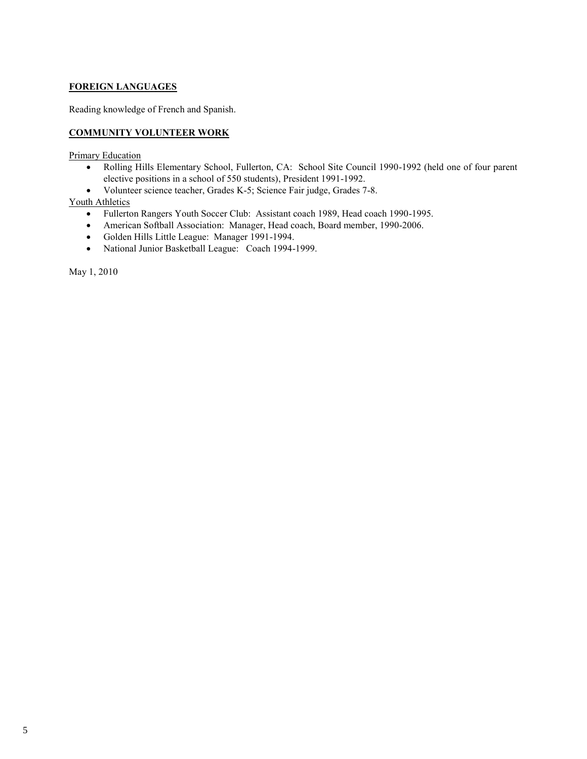## FOREIGN LANGUAGES

Reading knowledge of French and Spanish.

## COMMUNITY VOLUNTEER WORK

Primary Education

- Rolling Hills Elementary School, Fullerton, CA: School Site Council 1990-1992 (held one of four parent elective positions in a school of 550 students), President 1991-1992.
- Volunteer science teacher, Grades K-5; Science Fair judge, Grades 7-8.

Youth Athletics

- Fullerton Rangers Youth Soccer Club: Assistant coach 1989, Head coach 1990-1995.
- American Softball Association: Manager, Head coach, Board member, 1990-2006.
- Golden Hills Little League: Manager 1991-1994.
- National Junior Basketball League: Coach 1994-1999.

May 1, 2010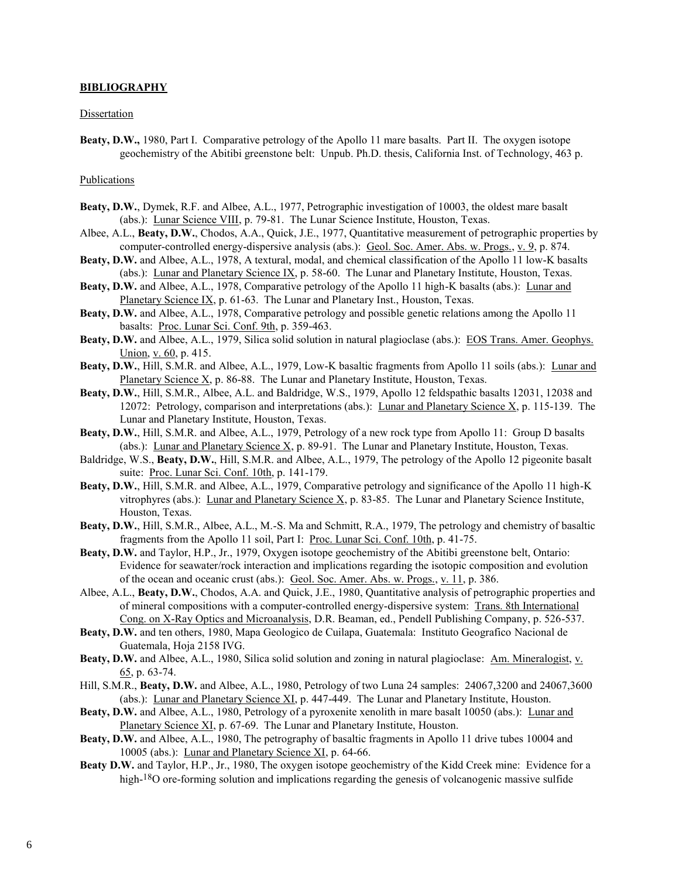**BIBLIOGRAPHY**

Dissertation

**Beaty, D.W.,** 1980, Part I. Comparative petrology of the Apollo 11 mare basalts. Part II. The oxygen isotope geochemistry of the Abitibi greenstone belt: Unpub. Ph.D. thesis, California Inst. of Technology, 463 p.

Publications

**Beaty, D.W.**, Dymek, R.F. and Albee, A.L., 1977, Petrographic investigation of 10003, the oldest mare basalt (abs.): Lunar Science VIII, p. 79-81. The Lunar Science Institute, Houston, Texas.

Albee, A.L., **Beaty, D.W.**, Chodos, A.A., Quick, J.E., 1977, Quantitative measurement of petrographic properties by computer-controlled energy-dispersive analysis (abs.): Geol. Soc. Amer. Abs. w. Progs., v. 9, p. 874.

**Beaty, D.W.** and Albee, A.L., 1978, A textural, modal, and chemical classification of the Apollo 11 low-K basalts (abs.): Lunar and Planetary Science IX, p. 58-60. The Lunar and Planetary Institute, Houston, Texas.

**Beaty, D.W.** and Albee, A.L., 1978, Comparative petrology of the Apollo 11 high-K basalts (abs.): Lunar and Planetary Science IX, p. 61-63. The Lunar and Planetary Inst., Houston, Texas.

**Beaty, D.W.** and Albee, A.L., 1978, Comparative petrology and possible genetic relations among the Apollo 11 basalts: Proc. Lunar Sci. Conf. 9th, p. 359-463.

**Beaty, D.W.** and Albee, A.L., 1979, Silica solid solution in natural plagioclase (abs.): EOS Trans. Amer. Geophys. Union, v. 60, p. 415.

**Beaty, D.W.**, Hill, S.M.R. and Albee, A.L., 1979, Low-K basaltic fragments from Apollo 11 soils (abs.): Lunar and Planetary Science X, p. 86-88. The Lunar and Planetary Institute, Houston, Texas.

**Beaty, D.W.**, Hill, S.M.R., Albee, A.L. and Baldridge, W.S., 1979, Apollo 12 feldspathic basalts 12031, 12038 and 12072: Petrology, comparison and interpretations (abs.): Lunar and Planetary Science X, p. 115-139. The Lunar and Planetary Institute, Houston, Texas.

**Beaty, D.W.**, Hill, S.M.R. and Albee, A.L., 1979, Petrology of a new rock type from Apollo 11: Group D basalts (abs.): Lunar and Planetary Science X, p. 89-91. The Lunar and Planetary Institute, Houston, Texas.

Baldridge, W.S., **Beaty, D.W.**, Hill, S.M.R. and Albee, A.L., 1979, The petrology of the Apollo 12 pigeonite basalt suite: Proc. Lunar Sci. Conf. 10th, p. 141-179.

**Beaty, D.W.**, Hill, S.M.R. and Albee, A.L., 1979, Comparative petrology and significance of the Apollo 11 high-K vitrophyres (abs.): Lunar and Planetary Science X, p. 83-85. The Lunar and Planetary Science Institute, Houston, Texas.

**Beaty, D.W.**, Hill, S.M.R., Albee, A.L., M.-S. Ma and Schmitt, R.A., 1979, The petrology and chemistry of basaltic fragments from the Apollo 11 soil, Part I: Proc. Lunar Sci. Conf. 10th, p. 41-75.

**Beaty, D.W.** and Taylor, H.P., Jr., 1979, Oxygen isotope geochemistry of the Abitibi greenstone belt, Ontario: Evidence for seawater/rock interaction and implications regarding the isotopic composition and evolution of the ocean and oceanic crust (abs.): Geol. Soc. Amer. Abs. w. Progs., v. 11, p. 386.

Albee, A.L., **Beaty, D.W.**, Chodos, A.A. and Quick, J.E., 1980, Quantitative analysis of petrographic properties and of mineral compositions with a computer-controlled energy-dispersive system: Trans. 8th International Cong. on X-Ray Optics and Microanalysis, D.R. Beaman, ed., Pendell Publishing Company, p. 526-537.

**Beaty, D.W.** and ten others, 1980, Mapa Geologico de Cuilapa, Guatemala: Instituto Geografico Nacional de Guatemala, Hoja 2158 IVG.

**Beaty, D.W.** and Albee, A.L., 1980, Silica solid solution and zoning in natural plagioclase: Am. Mineralogist, v. 65, p. 63-74.

Hill, S.M.R., **Beaty, D.W.** and Albee, A.L., 1980, Petrology of two Luna 24 samples: 24067,3200 and 24067,3600 (abs.): Lunar and Planetary Science XI, p. 447-449. The Lunar and Planetary Institute, Houston.

**Beaty, D.W.** and Albee, A.L., 1980, Petrology of a pyroxenite xenolith in mare basalt 10050 (abs.): Lunar and Planetary Science XI, p. 67-69. The Lunar and Planetary Institute, Houston.

**Beaty, D.W.** and Albee, A.L., 1980, The petrography of basaltic fragments in Apollo 11 drive tubes 10004 and 10005 (abs.): Lunar and Planetary Science XI, p. 64-66.

**Beaty D.W.** and Taylor, H.P., Jr., 1980, The oxygen isotope geochemistry of the Kidd Creek mine: Evidence for a high-$^{18}O$ ore-forming solution and implications regarding the genesis of volcanogenic massive sulfide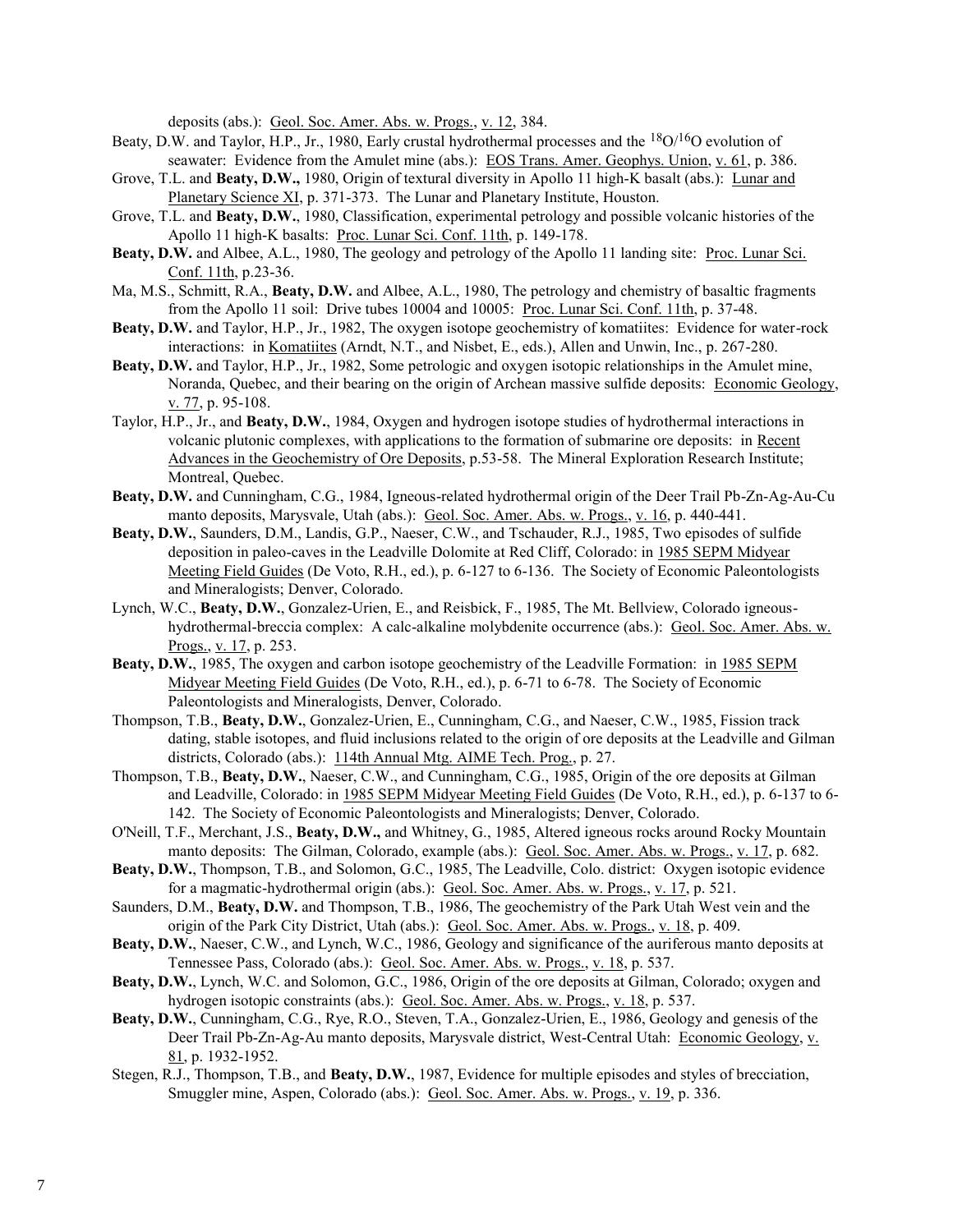deposits (abs.): Geol. Soc. Amer. Abs. w. Progs., v. 12, 384.

Beaty, D.W. and Taylor, H.P., Jr., 1980, Early crustal hydrothermal processes and the $^{18}O/^{16}O$ evolution of seawater: Evidence from the Amulet mine (abs.): EOS Trans. Amer. Geophys. Union, v. 61, p. 386.

Grove, T.L. and **Beaty, D.W.,** 1980, Origin of textural diversity in Apollo 11 high-K basalt (abs.): Lunar and Planetary Science XI, p. 371-373. The Lunar and Planetary Institute, Houston.

Grove, T.L. and **Beaty, D.W.**, 1980, Classification, experimental petrology and possible volcanic histories of the Apollo 11 high-K basalts: Proc. Lunar Sci. Conf. 11th, p. 149-178.

**Beaty, D.W.** and Albee, A.L., 1980, The geology and petrology of the Apollo 11 landing site: Proc. Lunar Sci. Conf. 11th, p.23-36.

Ma, M.S., Schmitt, R.A., **Beaty, D.W.** and Albee, A.L., 1980, The petrology and chemistry of basaltic fragments from the Apollo 11 soil: Drive tubes 10004 and 10005: Proc. Lunar Sci. Conf. 11th, p. 37-48.

**Beaty, D.W.** and Taylor, H.P., Jr., 1982, The oxygen isotope geochemistry of komatiites: Evidence for water-rock interactions: in Komatiites (Arndt, N.T., and Nisbet, E., eds.), Allen and Unwin, Inc., p. 267-280.

**Beaty, D.W.** and Taylor, H.P., Jr., 1982, Some petrologic and oxygen isotopic relationships in the Amulet mine, Noranda, Quebec, and their bearing on the origin of Archean massive sulfide deposits: Economic Geology, v. 77, p. 95-108.

Taylor, H.P., Jr., and **Beaty, D.W.**, 1984, Oxygen and hydrogen isotope studies of hydrothermal interactions in volcanic plutonic complexes, with applications to the formation of submarine ore deposits: in Recent Advances in the Geochemistry of Ore Deposits, p.53-58. The Mineral Exploration Research Institute; Montreal, Quebec.

**Beaty, D.W.** and Cunningham, C.G., 1984, Igneous-related hydrothermal origin of the Deer Trail Pb-Zn-Ag-Au-Cu manto deposits, Marysvale, Utah (abs.): Geol. Soc. Amer. Abs. w. Progs., v. 16, p. 440-441.

**Beaty, D.W.**, Saunders, D.M., Landis, G.P., Naeser, C.W., and Tschauder, R.J., 1985, Two episodes of sulfide deposition in paleo-caves in the Leadville Dolomite at Red Cliff, Colorado: in 1985 SEPM Midyear Meeting Field Guides (De Voto, R.H., ed.), p. 6-127 to 6-136. The Society of Economic Paleontologists and Mineralogists; Denver, Colorado.

Lynch, W.C., **Beaty, D.W.**, Gonzalez-Urien, E., and Reisbick, F., 1985, The Mt. Bellview, Colorado igneous-hydrothermal-breccia complex: A calc-alkaline molybdenite occurrence (abs.): Geol. Soc. Amer. Abs. w. Progs., v. 17, p. 253.

**Beaty, D.W.**, 1985, The oxygen and carbon isotope geochemistry of the Leadville Formation: in 1985 SEPM Midyear Meeting Field Guides (De Voto, R.H., ed.), p. 6-71 to 6-78. The Society of Economic Paleontologists and Mineralogists, Denver, Colorado.

Thompson, T.B., **Beaty, D.W.**, Gonzalez-Urien, E., Cunningham, C.G., and Naeser, C.W., 1985, Fission track dating, stable isotopes, and fluid inclusions related to the origin of ore deposits at the Leadville and Gilman districts, Colorado (abs.): 114th Annual Mtg. AIME Tech. Prog., p. 27.

Thompson, T.B., **Beaty, D.W.**, Naeser, C.W., and Cunningham, C.G., 1985, Origin of the ore deposits at Gilman and Leadville, Colorado: in 1985 SEPM Midyear Meeting Field Guides (De Voto, R.H., ed.), p. 6-137 to 6-142. The Society of Economic Paleontologists and Mineralogists; Denver, Colorado.

O'Neill, T.F., Merchant, J.S., **Beaty, D.W.,** and Whitney, G., 1985, Altered igneous rocks around Rocky Mountain manto deposits: The Gilman, Colorado, example (abs.): Geol. Soc. Amer. Abs. w. Progs., v. 17, p. 682.

**Beaty, D.W.**, Thompson, T.B., and Solomon, G.C., 1985, The Leadville, Colo. district: Oxygen isotopic evidence for a magmatic-hydrothermal origin (abs.): Geol. Soc. Amer. Abs. w. Progs., v. 17, p. 521.

Saunders, D.M., **Beaty, D.W.** and Thompson, T.B., 1986, The geochemistry of the Park Utah West vein and the origin of the Park City District, Utah (abs.): Geol. Soc. Amer. Abs. w. Progs., v. 18, p. 409.

**Beaty, D.W.**, Naeser, C.W., and Lynch, W.C., 1986, Geology and significance of the auriferous manto deposits at Tennessee Pass, Colorado (abs.): Geol. Soc. Amer. Abs. w. Progs., v. 18, p. 537.

**Beaty, D.W.**, Lynch, W.C. and Solomon, G.C., 1986, Origin of the ore deposits at Gilman, Colorado; oxygen and hydrogen isotopic constraints (abs.): Geol. Soc. Amer. Abs. w. Progs., v. 18, p. 537.

**Beaty, D.W.**, Cunningham, C.G., Rye, R.O., Steven, T.A., Gonzalez-Urien, E., 1986, Geology and genesis of the Deer Trail Pb-Zn-Ag-Au manto deposits, Marysvale district, West-Central Utah: Economic Geology, v. 81, p. 1932-1952.

Stegen, R.J., Thompson, T.B., and **Beaty, D.W.**, 1987, Evidence for multiple episodes and styles of brecciation, Smuggler mine, Aspen, Colorado (abs.): Geol. Soc. Amer. Abs. w. Progs., v. 19, p. 336.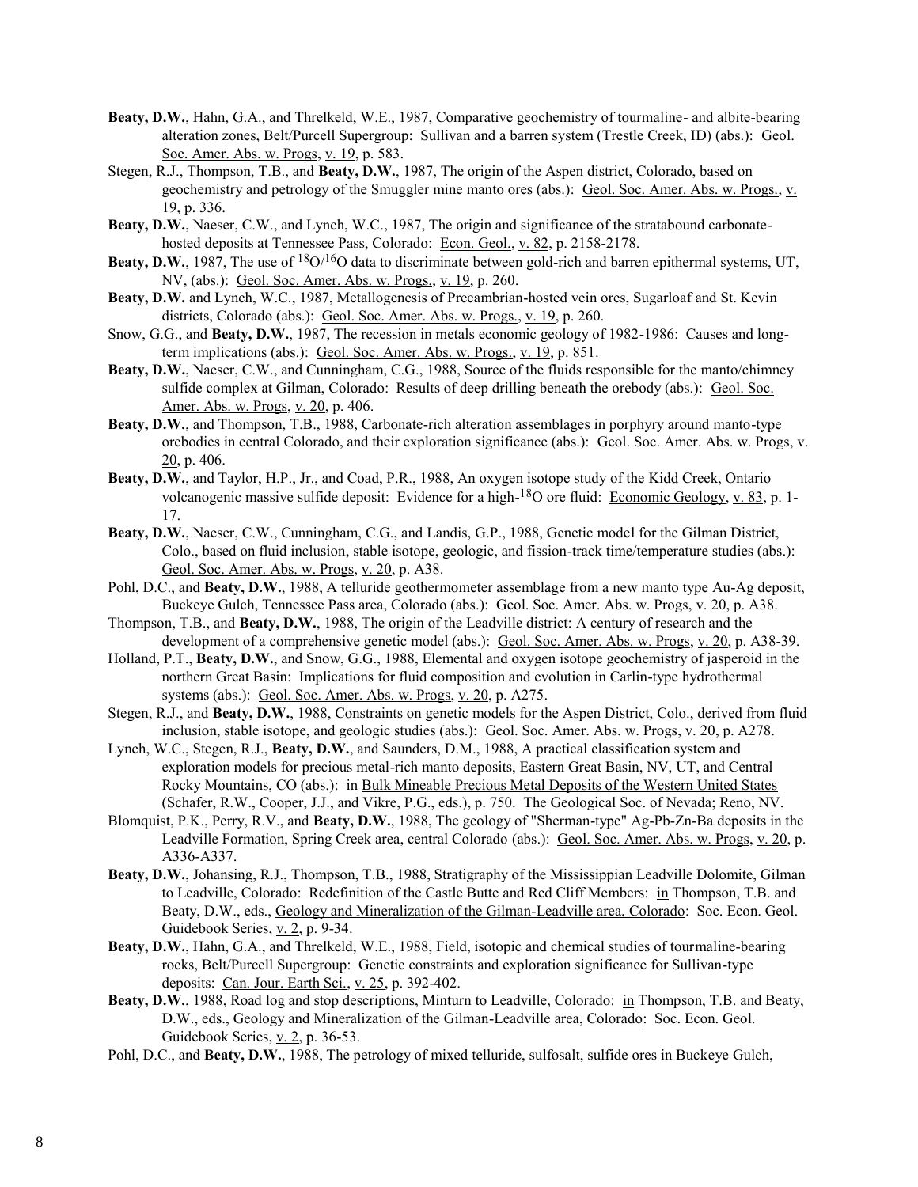**Beaty, D.W.**, Hahn, G.A., and Threlkeld, W.E., 1987, Comparative geochemistry of tourmaline- and albite-bearing alteration zones, Belt/Purcell Supergroup: Sullivan and a barren system (Trestle Creek, ID) (abs.): Geol. Soc. Amer. Abs. w. Progs, v. 19, p. 583.

Stegen, R.J., Thompson, T.B., and **Beaty, D.W.**, 1987, The origin of the Aspen district, Colorado, based on geochemistry and petrology of the Smuggler mine manto ores (abs.): Geol. Soc. Amer. Abs. w. Progs., v. 19, p. 336.

**Beaty, D.W.**, Naeser, C.W., and Lynch, W.C., 1987, The origin and significance of the stratabound carbonate-hosted deposits at Tennessee Pass, Colorado: Econ. Geol., v. 82, p. 2158-2178.

**Beaty, D.W.**, 1987, The use of $^{18}O/^{16}O$ data to discriminate between gold-rich and barren epithermal systems, UT, NV, (abs.): Geol. Soc. Amer. Abs. w. Progs., v. 19, p. 260.

**Beaty, D.W.** and Lynch, W.C., 1987, Metallogenesis of Precambrian-hosted vein ores, Sugarloaf and St. Kevin districts, Colorado (abs.): Geol. Soc. Amer. Abs. w. Progs., v. 19, p. 260.

Snow, G.G., and **Beaty, D.W.**, 1987, The recession in metals economic geology of 1982-1986: Causes and long-term implications (abs.): Geol. Soc. Amer. Abs. w. Progs., v. 19, p. 851.

**Beaty, D.W.**, Naeser, C.W., and Cunningham, C.G., 1988, Source of the fluids responsible for the manto/chimney sulfide complex at Gilman, Colorado: Results of deep drilling beneath the orebody (abs.): Geol. Soc. Amer. Abs. w. Progs, v. 20, p. 406.

**Beaty, D.W.**, and Thompson, T.B., 1988, Carbonate-rich alteration assemblages in porphyry around manto-type orebodies in central Colorado, and their exploration significance (abs.): Geol. Soc. Amer. Abs. w. Progs, v. 20, p. 406.

**Beaty, D.W.**, and Taylor, H.P., Jr., and Coad, P.R., 1988, An oxygen isotope study of the Kidd Creek, Ontario volcanogenic massive sulfide deposit: Evidence for a high-$^{18}O$ ore fluid: Economic Geology, v. 83, p. 1-17.

**Beaty, D.W.**, Naeser, C.W., Cunningham, C.G., and Landis, G.P., 1988, Genetic model for the Gilman District, Colo., based on fluid inclusion, stable isotope, geologic, and fission-track time/temperature studies (abs.): Geol. Soc. Amer. Abs. w. Progs, v. 20, p. A38.

Pohl, D.C., and **Beaty, D.W.**, 1988, A telluride geothermometer assemblage from a new manto type Au-Ag deposit, Buckeye Gulch, Tennessee Pass area, Colorado (abs.): Geol. Soc. Amer. Abs. w. Progs, v. 20, p. A38.

Thompson, T.B., and **Beaty, D.W.**, 1988, The origin of the Leadville district: A century of research and the development of a comprehensive genetic model (abs.): Geol. Soc. Amer. Abs. w. Progs, v. 20, p. A38-39.

Holland, P.T., **Beaty, D.W.**, and Snow, G.G., 1988, Elemental and oxygen isotope geochemistry of jasperoid in the northern Great Basin: Implications for fluid composition and evolution in Carlin-type hydrothermal systems (abs.): Geol. Soc. Amer. Abs. w. Progs, v. 20, p. A275.

Stegen, R.J., and **Beaty, D.W.**, 1988, Constraints on genetic models for the Aspen District, Colo., derived from fluid inclusion, stable isotope, and geologic studies (abs.): Geol. Soc. Amer. Abs. w. Progs, v. 20, p. A278.

Lynch, W.C., Stegen, R.J., **Beaty, D.W.**, and Saunders, D.M., 1988, A practical classification system and exploration models for precious metal-rich manto deposits, Eastern Great Basin, NV, UT, and Central Rocky Mountains, CO (abs.): in Bulk Mineable Precious Metal Deposits of the Western United States (Schafer, R.W., Cooper, J.J., and Vikre, P.G., eds.), p. 750. The Geological Soc. of Nevada; Reno, NV.

Blomquist, P.K., Perry, R.V., and **Beaty, D.W.**, 1988, The geology of "Sherman-type" Ag-Pb-Zn-Ba deposits in the Leadville Formation, Spring Creek area, central Colorado (abs.): Geol. Soc. Amer. Abs. w. Progs, v. 20, p. A336-A337.

**Beaty, D.W.**, Johansing, R.J., Thompson, T.B., 1988, Stratigraphy of the Mississippian Leadville Dolomite, Gilman to Leadville, Colorado: Redefinition of the Castle Butte and Red Cliff Members: in Thompson, T.B. and Beaty, D.W., eds., Geology and Mineralization of the Gilman-Leadville area, Colorado: Soc. Econ. Geol. Guidebook Series, v. 2, p. 9-34.

**Beaty, D.W.**, Hahn, G.A., and Threlkeld, W.E., 1988, Field, isotopic and chemical studies of tourmaline-bearing rocks, Belt/Purcell Supergroup: Genetic constraints and exploration significance for Sullivan-type deposits: Can. Jour. Earth Sci., v. 25, p. 392-402.

**Beaty, D.W.**, 1988, Road log and stop descriptions, Minturn to Leadville, Colorado: in Thompson, T.B. and Beaty, D.W., eds., Geology and Mineralization of the Gilman-Leadville area, Colorado: Soc. Econ. Geol. Guidebook Series, v. 2, p. 36-53.

Pohl, D.C., and **Beaty, D.W.**, 1988, The petrology of mixed telluride, sulfosalt, sulfide ores in Buckeye Gulch,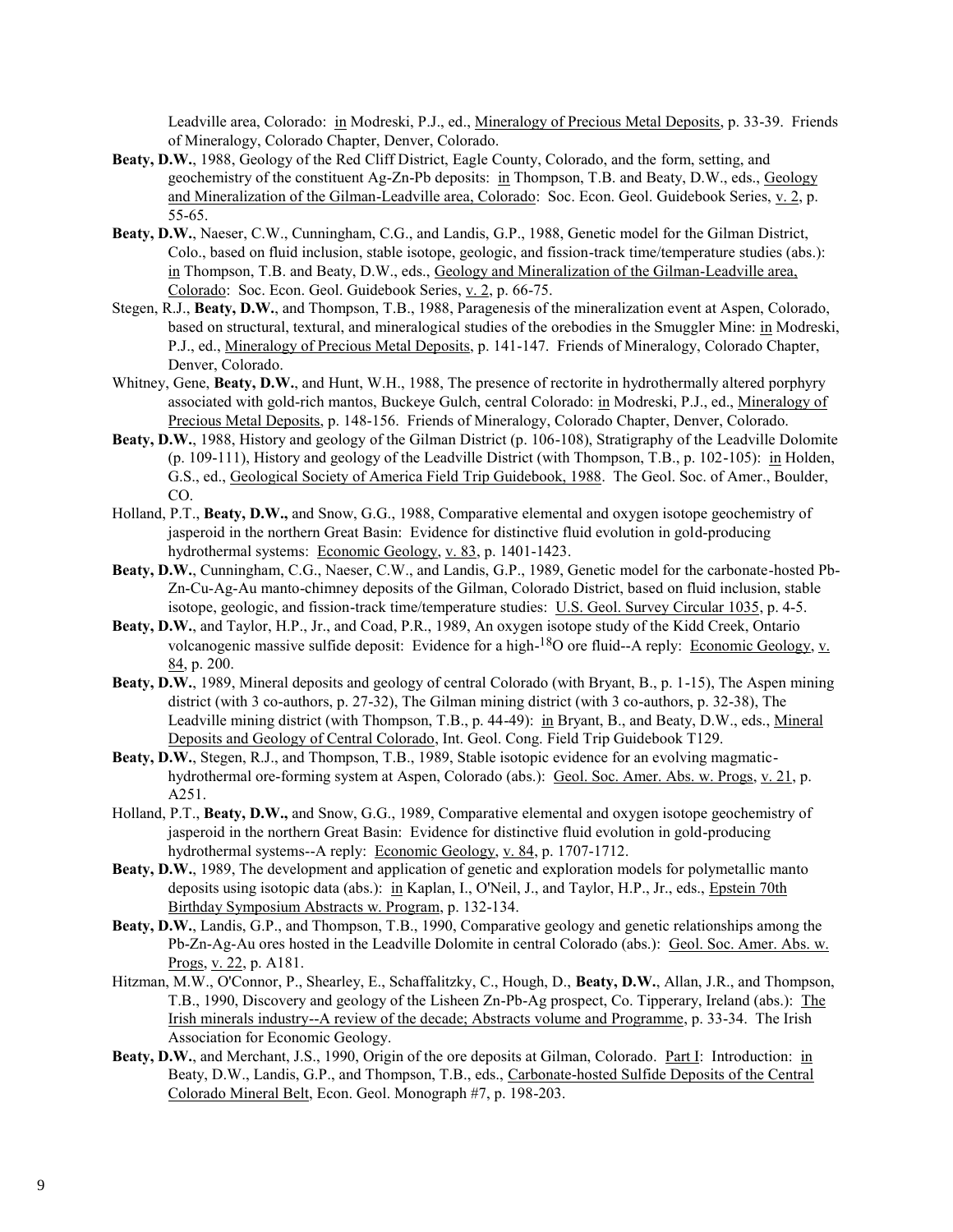Leadville area, Colorado: in Modreski, P.J., ed., Mineralogy of Precious Metal Deposits, p. 33-39. Friends of Mineralogy, Colorado Chapter, Denver, Colorado.

**Beaty, D.W.**, 1988, Geology of the Red Cliff District, Eagle County, Colorado, and the form, setting, and geochemistry of the constituent Ag-Zn-Pb deposits: in Thompson, T.B. and Beaty, D.W., eds., Geology and Mineralization of the Gilman-Leadville area, Colorado: Soc. Econ. Geol. Guidebook Series, v. 2, p. 55-65.

**Beaty, D.W.**, Naeser, C.W., Cunningham, C.G., and Landis, G.P., 1988, Genetic model for the Gilman District, Colo., based on fluid inclusion, stable isotope, geologic, and fission-track time/temperature studies (abs.): in Thompson, T.B. and Beaty, D.W., eds., Geology and Mineralization of the Gilman-Leadville area, Colorado: Soc. Econ. Geol. Guidebook Series, v. 2, p. 66-75.

Stegen, R.J., **Beaty, D.W.**, and Thompson, T.B., 1988, Paragenesis of the mineralization event at Aspen, Colorado, based on structural, textural, and mineralogical studies of the orebodies in the Smuggler Mine: in Modreski, P.J., ed., Mineralogy of Precious Metal Deposits, p. 141-147. Friends of Mineralogy, Colorado Chapter, Denver, Colorado.

Whitney, Gene, **Beaty, D.W.**, and Hunt, W.H., 1988, The presence of rectorite in hydrothermally altered porphyry associated with gold-rich mantos, Buckeye Gulch, central Colorado: in Modreski, P.J., ed., Mineralogy of Precious Metal Deposits, p. 148-156. Friends of Mineralogy, Colorado Chapter, Denver, Colorado.

**Beaty, D.W.**, 1988, History and geology of the Gilman District (p. 106-108), Stratigraphy of the Leadville Dolomite (p. 109-111), History and geology of the Leadville District (with Thompson, T.B., p. 102-105): in Holden, G.S., ed., Geological Society of America Field Trip Guidebook, 1988. The Geol. Soc. of Amer., Boulder, CO.

Holland, P.T., **Beaty, D.W.,** and Snow, G.G., 1988, Comparative elemental and oxygen isotope geochemistry of jasperoid in the northern Great Basin: Evidence for distinctive fluid evolution in gold-producing hydrothermal systems: Economic Geology, v. 83, p. 1401-1423.

**Beaty, D.W.**, Cunningham, C.G., Naeser, C.W., and Landis, G.P., 1989, Genetic model for the carbonate-hosted Pb-Zn-Cu-Ag-Au manto-chimney deposits of the Gilman, Colorado District, based on fluid inclusion, stable isotope, geologic, and fission-track time/temperature studies: U.S. Geol. Survey Circular 1035, p. 4-5.

**Beaty, D.W.**, and Taylor, H.P., Jr., and Coad, P.R., 1989, An oxygen isotope study of the Kidd Creek, Ontario volcanogenic massive sulfide deposit: Evidence for a high-$^{18}O$ ore fluid--A reply: Economic Geology, v. 84, p. 200.

**Beaty, D.W.**, 1989, Mineral deposits and geology of central Colorado (with Bryant, B., p. 1-15), The Aspen mining district (with 3 co-authors, p. 27-32), The Gilman mining district (with 3 co-authors, p. 32-38), The Leadville mining district (with Thompson, T.B., p. 44-49): in Bryant, B., and Beaty, D.W., eds., Mineral Deposits and Geology of Central Colorado, Int. Geol. Cong. Field Trip Guidebook T129.

**Beaty, D.W.**, Stegen, R.J., and Thompson, T.B., 1989, Stable isotopic evidence for an evolving magmatic-hydrothermal ore-forming system at Aspen, Colorado (abs.): Geol. Soc. Amer. Abs. w. Progs, v. 21, p. A251.

Holland, P.T., **Beaty, D.W.,** and Snow, G.G., 1989, Comparative elemental and oxygen isotope geochemistry of jasperoid in the northern Great Basin: Evidence for distinctive fluid evolution in gold-producing hydrothermal systems--A reply: Economic Geology, v. 84, p. 1707-1712.

**Beaty, D.W.**, 1989, The development and application of genetic and exploration models for polymetallic manto deposits using isotopic data (abs.): in Kaplan, I., O'Neil, J., and Taylor, H.P., Jr., eds., Epstein 70th Birthday Symposium Abstracts w. Program, p. 132-134.

**Beaty, D.W.**, Landis, G.P., and Thompson, T.B., 1990, Comparative geology and genetic relationships among the Pb-Zn-Ag-Au ores hosted in the Leadville Dolomite in central Colorado (abs.): Geol. Soc. Amer. Abs. w. Progs, v. 22, p. A181.

Hitzman, M.W., O'Connor, P., Shearley, E., Schaffalitzky, C., Hough, D., **Beaty, D.W.**, Allan, J.R., and Thompson, T.B., 1990, Discovery and geology of the Lisheen Zn-Pb-Ag prospect, Co. Tipperary, Ireland (abs.): The Irish minerals industry--A review of the decade; Abstracts volume and Programme, p. 33-34. The Irish Association for Economic Geology.

**Beaty, D.W.**, and Merchant, J.S., 1990, Origin of the ore deposits at Gilman, Colorado. Part I: Introduction: in Beaty, D.W., Landis, G.P., and Thompson, T.B., eds., Carbonate-hosted Sulfide Deposits of the Central Colorado Mineral Belt, Econ. Geol. Monograph #7, p. 198-203.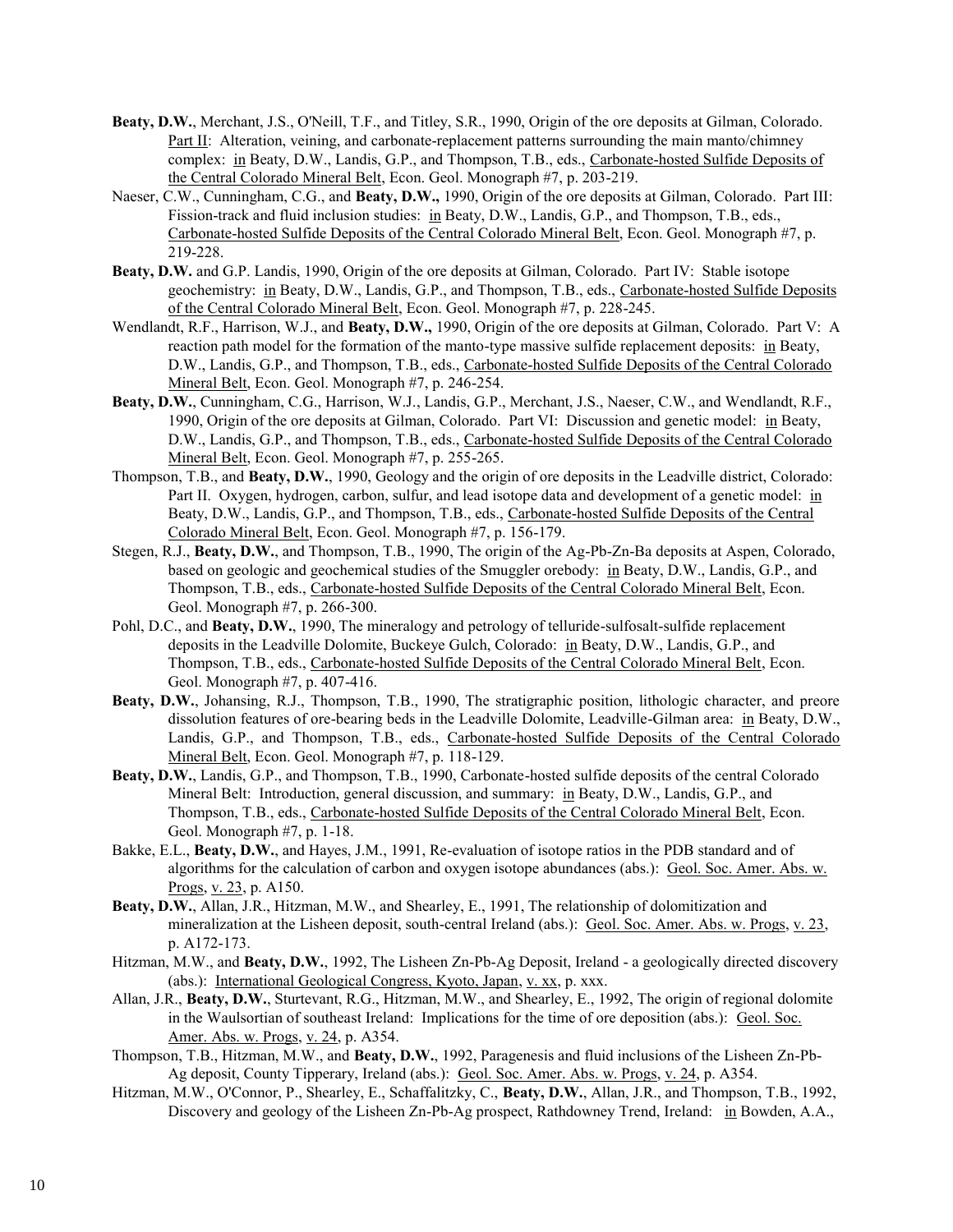**Beaty, D.W.**, Merchant, J.S., O'Neill, T.F., and Titley, S.R., 1990, Origin of the ore deposits at Gilman, Colorado. Part II: Alteration, veining, and carbonate-replacement patterns surrounding the main manto/chimney complex: in Beaty, D.W., Landis, G.P., and Thompson, T.B., eds., Carbonate-hosted Sulfide Deposits of the Central Colorado Mineral Belt, Econ. Geol. Monograph #7, p. 203-219.

Naeser, C.W., Cunningham, C.G., and **Beaty, D.W.,** 1990, Origin of the ore deposits at Gilman, Colorado. Part III: Fission-track and fluid inclusion studies: in Beaty, D.W., Landis, G.P., and Thompson, T.B., eds., Carbonate-hosted Sulfide Deposits of the Central Colorado Mineral Belt, Econ. Geol. Monograph #7, p. 219-228.

**Beaty, D.W.** and G.P. Landis, 1990, Origin of the ore deposits at Gilman, Colorado. Part IV: Stable isotope geochemistry: in Beaty, D.W., Landis, G.P., and Thompson, T.B., eds., Carbonate-hosted Sulfide Deposits of the Central Colorado Mineral Belt, Econ. Geol. Monograph #7, p. 228-245.

Wendlandt, R.F., Harrison, W.J., and **Beaty, D.W.,** 1990, Origin of the ore deposits at Gilman, Colorado. Part V: A reaction path model for the formation of the manto-type massive sulfide replacement deposits: in Beaty, D.W., Landis, G.P., and Thompson, T.B., eds., Carbonate-hosted Sulfide Deposits of the Central Colorado Mineral Belt, Econ. Geol. Monograph #7, p. 246-254.

**Beaty, D.W.**, Cunningham, C.G., Harrison, W.J., Landis, G.P., Merchant, J.S., Naeser, C.W., and Wendlandt, R.F., 1990, Origin of the ore deposits at Gilman, Colorado. Part VI: Discussion and genetic model: in Beaty, D.W., Landis, G.P., and Thompson, T.B., eds., Carbonate-hosted Sulfide Deposits of the Central Colorado Mineral Belt, Econ. Geol. Monograph #7, p. 255-265.

Thompson, T.B., and **Beaty, D.W.**, 1990, Geology and the origin of ore deposits in the Leadville district, Colorado: Part II. Oxygen, hydrogen, carbon, sulfur, and lead isotope data and development of a genetic model: in Beaty, D.W., Landis, G.P., and Thompson, T.B., eds., Carbonate-hosted Sulfide Deposits of the Central Colorado Mineral Belt, Econ. Geol. Monograph #7, p. 156-179.

Stegen, R.J., **Beaty, D.W.**, and Thompson, T.B., 1990, The origin of the Ag-Pb-Zn-Ba deposits at Aspen, Colorado, based on geologic and geochemical studies of the Smuggler orebody: in Beaty, D.W., Landis, G.P., and Thompson, T.B., eds., Carbonate-hosted Sulfide Deposits of the Central Colorado Mineral Belt, Econ. Geol. Monograph #7, p. 266-300.

Pohl, D.C., and **Beaty, D.W.**, 1990, The mineralogy and petrology of telluride-sulfosalt-sulfide replacement deposits in the Leadville Dolomite, Buckeye Gulch, Colorado: in Beaty, D.W., Landis, G.P., and Thompson, T.B., eds., Carbonate-hosted Sulfide Deposits of the Central Colorado Mineral Belt, Econ. Geol. Monograph #7, p. 407-416.

**Beaty, D.W.**, Johansing, R.J., Thompson, T.B., 1990, The stratigraphic position, lithologic character, and preore dissolution features of ore-bearing beds in the Leadville Dolomite, Leadville-Gilman area: in Beaty, D.W., Landis, G.P., and Thompson, T.B., eds., Carbonate-hosted Sulfide Deposits of the Central Colorado Mineral Belt, Econ. Geol. Monograph #7, p. 118-129.

**Beaty, D.W.**, Landis, G.P., and Thompson, T.B., 1990, Carbonate-hosted sulfide deposits of the central Colorado Mineral Belt: Introduction, general discussion, and summary: in Beaty, D.W., Landis, G.P., and Thompson, T.B., eds., Carbonate-hosted Sulfide Deposits of the Central Colorado Mineral Belt, Econ. Geol. Monograph #7, p. 1-18.

Bakke, E.L., **Beaty, D.W.**, and Hayes, J.M., 1991, Re-evaluation of isotope ratios in the PDB standard and of algorithms for the calculation of carbon and oxygen isotope abundances (abs.): Geol. Soc. Amer. Abs. w. Progs, v. 23, p. A150.

**Beaty, D.W.**, Allan, J.R., Hitzman, M.W., and Shearley, E., 1991, The relationship of dolomitization and mineralization at the Lisheen deposit, south-central Ireland (abs.): Geol. Soc. Amer. Abs. w. Progs, v. 23, p. A172-173.

Hitzman, M.W., and **Beaty, D.W.**, 1992, The Lisheen Zn-Pb-Ag Deposit, Ireland - a geologically directed discovery (abs.): International Geological Congress, Kyoto, Japan, v. xx, p. xxx.

Allan, J.R., **Beaty, D.W.**, Sturtevant, R.G., Hitzman, M.W., and Shearley, E., 1992, The origin of regional dolomite in the Waulsortian of southeast Ireland: Implications for the time of ore deposition (abs.): Geol. Soc. Amer. Abs. w. Progs, v. 24, p. A354.

Thompson, T.B., Hitzman, M.W., and **Beaty, D.W.**, 1992, Paragenesis and fluid inclusions of the Lisheen Zn-Pb-Ag deposit, County Tipperary, Ireland (abs.): Geol. Soc. Amer. Abs. w. Progs, v. 24, p. A354.

Hitzman, M.W., O'Connor, P., Shearley, E., Schaffalitzky, C., **Beaty, D.W.**, Allan, J.R., and Thompson, T.B., 1992, Discovery and geology of the Lisheen Zn-Pb-Ag prospect, Rathdowney Trend, Ireland: in Bowden, A.A.,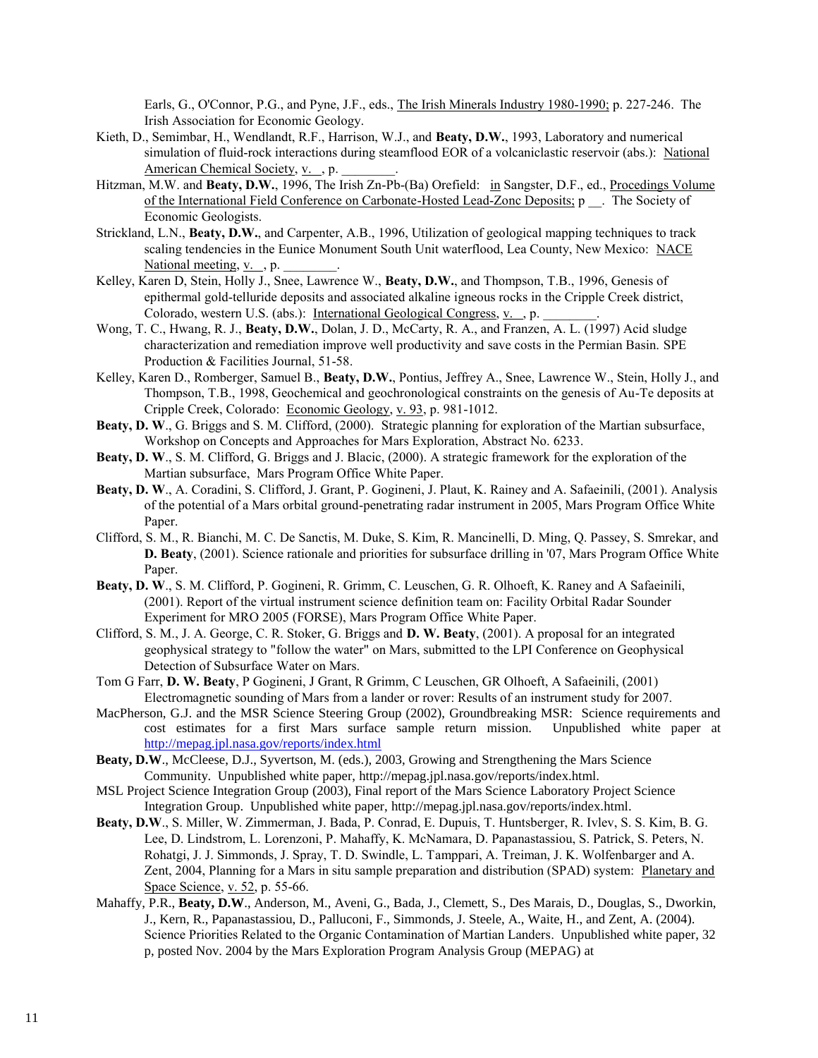Earls, G., O'Connor, P.G., and Pyne, J.F., eds., The Irish Minerals Industry 1980-1990; p. 227-246. The Irish Association for Economic Geology.

Kieth, D., Semimbar, H., Wendlandt, R.F., Harrison, W.J., and **Beaty, D.W.**, 1993, Laboratory and numerical simulation of fluid-rock interactions during steamflood EOR of a volcaniclastic reservoir (abs.): National American Chemical Society, v. __, p. ________.

Hitzman, M.W. and **Beaty, D.W.**, 1996, The Irish Zn-Pb-(Ba) Orefield: in Sangster, D.F., ed., Procedings Volume of the International Field Conference on Carbonate-Hosted Lead-Zonc Deposits; p __. The Society of Economic Geologists.

Strickland, L.N., **Beaty, D.W.**, and Carpenter, A.B., 1996, Utilization of geological mapping techniques to track scaling tendencies in the Eunice Monument South Unit waterflood, Lea County, New Mexico: NACE National meeting, v. __, p. ________.

Kelley, Karen D, Stein, Holly J., Snee, Lawrence W., **Beaty, D.W.**, and Thompson, T.B., 1996, Genesis of epithermal gold-telluride deposits and associated alkaline igneous rocks in the Cripple Creek district, Colorado, western U.S. (abs.): International Geological Congress, v. __, p. ________.

Wong, T. C., Hwang, R. J., **Beaty, D.W.**, Dolan, J. D., McCarty, R. A., and Franzen, A. L. (1997) Acid sludge characterization and remediation improve well productivity and save costs in the Permian Basin. SPE Production & Facilities Journal, 51-58.

Kelley, Karen D., Romberger, Samuel B., **Beaty, D.W.**, Pontius, Jeffrey A., Snee, Lawrence W., Stein, Holly J., and Thompson, T.B., 1998, Geochemical and geochronological constraints on the genesis of Au-Te deposits at Cripple Creek, Colorado: Economic Geology, v. 93, p. 981-1012.

**Beaty, D. W**., G. Briggs and S. M. Clifford, (2000). Strategic planning for exploration of the Martian subsurface, Workshop on Concepts and Approaches for Mars Exploration, Abstract No. 6233.

**Beaty, D. W**., S. M. Clifford, G. Briggs and J. Blacic, (2000). A strategic framework for the exploration of the Martian subsurface, Mars Program Office White Paper.

**Beaty, D. W**., A. Coradini, S. Clifford, J. Grant, P. Gogineni, J. Plaut, K. Rainey and A. Safaeinili, (2001). Analysis of the potential of a Mars orbital ground-penetrating radar instrument in 2005, Mars Program Office White Paper.

Clifford, S. M., R. Bianchi, M. C. De Sanctis, M. Duke, S. Kim, R. Mancinelli, D. Ming, Q. Passey, S. Smrekar, and **D. Beaty**, (2001). Science rationale and priorities for subsurface drilling in '07, Mars Program Office White Paper.

**Beaty, D. W**., S. M. Clifford, P. Gogineni, R. Grimm, C. Leuschen, G. R. Olhoeft, K. Raney and A Safaeinili, (2001). Report of the virtual instrument science definition team on: Facility Orbital Radar Sounder Experiment for MRO 2005 (FORSE), Mars Program Office White Paper.

Clifford, S. M., J. A. George, C. R. Stoker, G. Briggs and **D. W. Beaty**, (2001). A proposal for an integrated geophysical strategy to "follow the water" on Mars, submitted to the LPI Conference on Geophysical Detection of Subsurface Water on Mars.

Tom G Farr, **D. W. Beaty**, P Gogineni, J Grant, R Grimm, C Leuschen, GR Olhoeft, A Safaeinili, (2001) Electromagnetic sounding of Mars from a lander or rover: Results of an instrument study for 2007.

MacPherson, G.J. and the MSR Science Steering Group (2002), Groundbreaking MSR: Science requirements and cost estimates for a first Mars surface sample return mission. Unpublished white paper at http://mepag.jpl.nasa.gov/reports/index.html

**Beaty, D.W**., McCleese, D.J., Syvertson, M. (eds.), 2003, Growing and Strengthening the Mars Science Community. Unpublished white paper, http://mepag.jpl.nasa.gov/reports/index.html.

MSL Project Science Integration Group (2003), Final report of the Mars Science Laboratory Project Science Integration Group. Unpublished white paper, http://mepag.jpl.nasa.gov/reports/index.html.

**Beaty, D.W**., S. Miller, W. Zimmerman, J. Bada, P. Conrad, E. Dupuis, T. Huntsberger, R. Ivlev, S. S. Kim, B. G. Lee, D. Lindstrom, L. Lorenzoni, P. Mahaffy, K. McNamara, D. Papanastassiou, S. Patrick, S. Peters, N. Rohatgi, J. J. Simmonds, J. Spray, T. D. Swindle, L. Tamppari, A. Treiman, J. K. Wolfenbarger and A. Zent, 2004, Planning for a Mars in situ sample preparation and distribution (SPAD) system: Planetary and Space Science, v. 52, p. 55-66.

Mahaffy, P.R., **Beaty, D.W**., Anderson, M., Aveni, G., Bada, J., Clemett, S., Des Marais, D., Douglas, S., Dworkin, J., Kern, R., Papanastassiou, D., Palluconi, F., Simmonds, J. Steele, A., Waite, H., and Zent, A. (2004). Science Priorities Related to the Organic Contamination of Martian Landers. Unpublished white paper, 32 p, posted Nov. 2004 by the Mars Exploration Program Analysis Group (MEPAG) at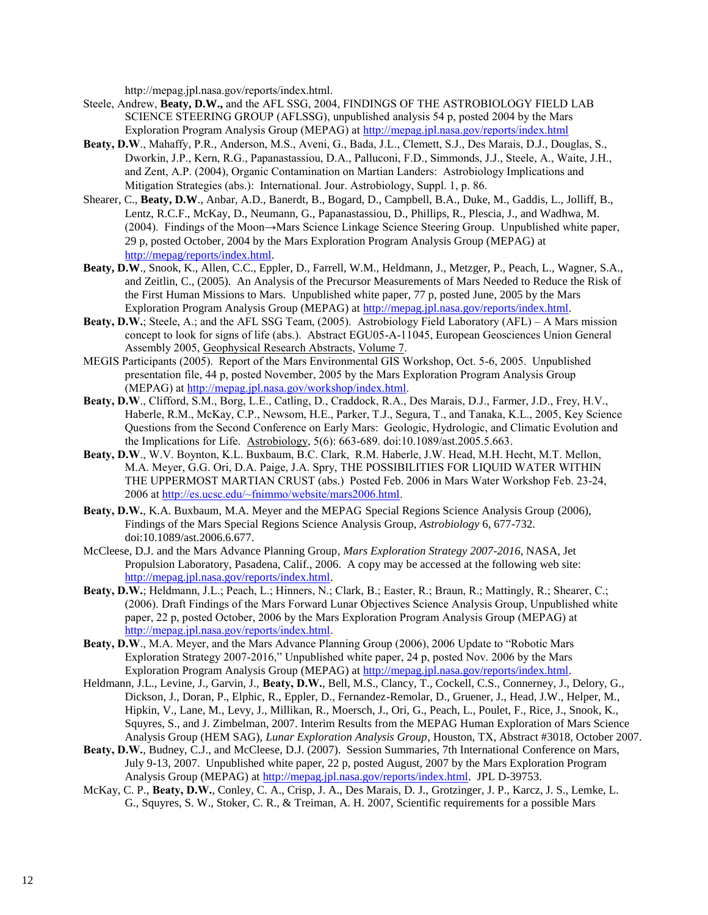http://mepag.jpl.nasa.gov/reports/index.html.

Steele, Andrew, **Beaty, D.W.,** and the AFL SSG, 2004, FINDINGS OF THE ASTROBIOLOGY FIELD LAB SCIENCE STEERING GROUP (AFLSSG), unpublished analysis 54 p, posted 2004 by the Mars Exploration Program Analysis Group (MEPAG) at http://mepag.jpl.nasa.gov/reports/index.html

**Beaty, D.W**., Mahaffy, P.R., Anderson, M.S., Aveni, G., Bada, J.L., Clemett, S.J., Des Marais, D.J., Douglas, S., Dworkin, J.P., Kern, R.G., Papanastassiou, D.A., Palluconi, F.D., Simmonds, J.J., Steele, A., Waite, J.H., and Zent, A.P. (2004), Organic Contamination on Martian Landers: Astrobiology Implications and Mitigation Strategies (abs.): International. Jour. Astrobiology, Suppl. 1, p. 86.

Shearer, C., **Beaty, D.W**., Anbar, A.D., Banerdt, B., Bogard, D., Campbell, B.A., Duke, M., Gaddis, L., Jolliff, B., Lentz, R.C.F., McKay, D., Neumann, G., Papanastassiou, D., Phillips, R., Plescia, J., and Wadhwa, M. (2004). Findings of the Moon→Mars Science Linkage Science Steering Group. Unpublished white paper, 29 p, posted October, 2004 by the Mars Exploration Program Analysis Group (MEPAG) at http://mepag/reports/index.html.

**Beaty, D.W**., Snook, K., Allen, C.C., Eppler, D., Farrell, W.M., Heldmann, J., Metzger, P., Peach, L., Wagner, S.A., and Zeitlin, C., (2005). An Analysis of the Precursor Measurements of Mars Needed to Reduce the Risk of the First Human Missions to Mars. Unpublished white paper, 77 p, posted June, 2005 by the Mars Exploration Program Analysis Group (MEPAG) at http://mepag.jpl.nasa.gov/reports/index.html.

**Beaty, D.W.**; Steele, A.; and the AFL SSG Team, (2005). Astrobiology Field Laboratory (AFL) – A Mars mission concept to look for signs of life (abs.). Abstract EGU05-A-11045, European Geosciences Union General Assembly 2005, Geophysical Research Abstracts, Volume 7.

MEGIS Participants (2005). Report of the Mars Environmental GIS Workshop, Oct. 5-6, 2005. Unpublished presentation file, 44 p, posted November, 2005 by the Mars Exploration Program Analysis Group (MEPAG) at http://mepag.jpl.nasa.gov/workshop/index.html.

**Beaty, D.W**., Clifford, S.M., Borg, L.E., Catling, D., Craddock, R.A., Des Marais, D.J., Farmer, J.D., Frey, H.V., Haberle, R.M., McKay, C.P., Newsom, H.E., Parker, T.J., Segura, T., and Tanaka, K.L., 2005, Key Science Questions from the Second Conference on Early Mars: Geologic, Hydrologic, and Climatic Evolution and the Implications for Life. Astrobiology, 5(6): 663-689. doi:10.1089/ast.2005.5.663.

**Beaty, D.W**., W.V. Boynton, K.L. Buxbaum, B.C. Clark, R.M. Haberle, J.W. Head, M.H. Hecht, M.T. Mellon, M.A. Meyer, G.G. Ori, D.A. Paige, J.A. Spry, THE POSSIBILITIES FOR LIQUID WATER WITHIN THE UPPERMOST MARTIAN CRUST (abs.) Posted Feb. 2006 in Mars Water Workshop Feb. 23-24, 2006 at http://es.ucsc.edu/~fnimmo/website/mars2006.html.

**Beaty, D.W.**, K.A. Buxbaum, M.A. Meyer and the MEPAG Special Regions Science Analysis Group (2006), Findings of the Mars Special Regions Science Analysis Group, *Astrobiology* 6, 677-732. doi:10.1089/ast.2006.6.677.

McCleese, D.J. and the Mars Advance Planning Group, *Mars Exploration Strategy 2007-2016*, NASA, Jet Propulsion Laboratory, Pasadena, Calif., 2006. A copy may be accessed at the following web site: http://mepag.jpl.nasa.gov/reports/index.html.

**Beaty, D.W.**; Heldmann, J.L.; Peach, L.; Hinners, N.; Clark, B.; Easter, R.; Braun, R.; Mattingly, R.; Shearer, C.; (2006). Draft Findings of the Mars Forward Lunar Objectives Science Analysis Group, Unpublished white paper, 22 p, posted October, 2006 by the Mars Exploration Program Analysis Group (MEPAG) at http://mepag.jpl.nasa.gov/reports/index.html.

**Beaty, D.W**., M.A. Meyer, and the Mars Advance Planning Group (2006), 2006 Update to "Robotic Mars Exploration Strategy 2007-2016," Unpublished white paper, 24 p, posted Nov. 2006 by the Mars Exploration Program Analysis Group (MEPAG) at http://mepag.jpl.nasa.gov/reports/index.html.

Heldmann, J.L., Levine, J., Garvin, J., **Beaty, D.W.**, Bell, M.S., Clancy, T., Cockell, C.S., Connerney, J., Delory, G., Dickson, J., Doran, P., Elphic, R., Eppler, D., Fernandez-Remolar, D., Gruener, J., Head, J.W., Helper, M., Hipkin, V., Lane, M., Levy, J., Millikan, R., Moersch, J., Ori, G., Peach, L., Poulet, F., Rice, J., Snook, K., Squyres, S., and J. Zimbelman, 2007. Interim Results from the MEPAG Human Exploration of Mars Science Analysis Group (HEM SAG), *Lunar Exploration Analysis Group*, Houston, TX, Abstract #3018, October 2007.

**Beaty, D.W.**, Budney, C.J., and McCleese, D.J. (2007). Session Summaries, 7th International Conference on Mars, July 9-13, 2007. Unpublished white paper, 22 p, posted August, 2007 by the Mars Exploration Program Analysis Group (MEPAG) at http://mepag.jpl.nasa.gov/reports/index.html. JPL D-39753.

McKay, C. P., **Beaty, D.W.**, Conley, C. A., Crisp, J. A., Des Marais, D. J., Grotzinger, J. P., Karcz, J. S., Lemke, L. G., Squyres, S. W., Stoker, C. R., & Treiman, A. H. 2007, Scientific requirements for a possible Mars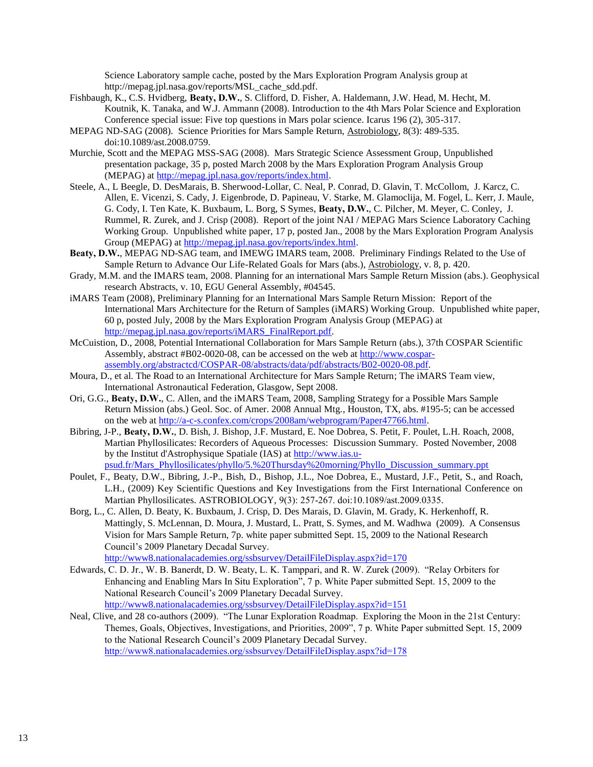Science Laboratory sample cache, posted by the Mars Exploration Program Analysis group at http://mepag.jpl.nasa.gov/reports/MSL_cache_sdd.pdf.

Fishbaugh, K., C.S. Hvidberg, **Beaty, D.W.**, S. Clifford, D. Fisher, A. Haldemann, J.W. Head, M. Hecht, M. Koutnik, K. Tanaka, and W.J. Ammann (2008). Introduction to the 4th Mars Polar Science and Exploration Conference special issue: Five top questions in Mars polar science. Icarus 196 (2), 305-317.

MEPAG ND-SAG (2008). Science Priorities for Mars Sample Return, Astrobiology, 8(3): 489-535. doi:10.1089/ast.2008.0759.

Murchie, Scott and the MEPAG MSS-SAG (2008). Mars Strategic Science Assessment Group, Unpublished presentation package, 35 p, posted March 2008 by the Mars Exploration Program Analysis Group (MEPAG) at http://mepag.jpl.nasa.gov/reports/index.html.

Steele, A., L Beegle, D. DesMarais, B. Sherwood-Lollar, C. Neal, P. Conrad, D. Glavin, T. McCollom, J. Karcz, C. Allen, E. Vicenzi, S. Cady, J. Eigenbrode, D. Papineau, V. Starke, M. Glamoclija, M. Fogel, L. Kerr, J. Maule, G. Cody, I. Ten Kate, K. Buxbaum, L. Borg, S Symes, **Beaty, D.W.**, C. Pilcher, M. Meyer, C. Conley, J. Rummel, R. Zurek, and J. Crisp (2008). Report of the joint NAI / MEPAG Mars Science Laboratory Caching Working Group. Unpublished white paper, 17 p, posted Jan., 2008 by the Mars Exploration Program Analysis Group (MEPAG) at http://mepag.jpl.nasa.gov/reports/index.html.

**Beaty, D.W.**, MEPAG ND-SAG team, and IMEWG IMARS team, 2008. Preliminary Findings Related to the Use of Sample Return to Advance Our Life-Related Goals for Mars (abs.), Astrobiology, v. 8, p. 420.

Grady, M.M. and the IMARS team, 2008. Planning for an international Mars Sample Return Mission (abs.). Geophysical research Abstracts, v. 10, EGU General Assembly, #04545.

iMARS Team (2008), Preliminary Planning for an International Mars Sample Return Mission: Report of the International Mars Architecture for the Return of Samples (iMARS) Working Group. Unpublished white paper, 60 p, posted July, 2008 by the Mars Exploration Program Analysis Group (MEPAG) at http://mepag.jpl.nasa.gov/reports/iMARS_FinalReport.pdf.

McCuistion, D., 2008, Potential International Collaboration for Mars Sample Return (abs.), 37th COSPAR Scientific Assembly, abstract #B02-0020-08, can be accessed on the web at http://www.cospar-assembly.org/abstractcd/COSPAR-08/abstracts/data/pdf/abstracts/B02-0020-08.pdf.

Moura, D., et al. The Road to an International Architecture for Mars Sample Return; The iMARS Team view, International Astronautical Federation, Glasgow, Sept 2008.

Ori, G.G., **Beaty, D.W.**, C. Allen, and the iMARS Team, 2008, Sampling Strategy for a Possible Mars Sample Return Mission (abs.) Geol. Soc. of Amer. 2008 Annual Mtg., Houston, TX, abs. #195-5; can be accessed on the web at http://a-c-s.confex.com/crops/2008am/webprogram/Paper47766.html.

Bibring, J-P., **Beaty, D.W.**, D. Bish, J. Bishop, J.F. Mustard, E. Noe Dobrea, S. Petit, F. Poulet, L.H. Roach, 2008, Martian Phyllosilicates: Recorders of Aqueous Processes: Discussion Summary. Posted November, 2008 by the Institut d'Astrophysique Spatiale (IAS) at http://www.ias.u-psud.fr/Mars_Phyllosilicates/phyllo/5.%20Thursday%20morning/Phyllo_Discussion_summary.ppt

Poulet, F., Beaty, D.W., Bibring, J.-P., Bish, D., Bishop, J.L., Noe Dobrea, E., Mustard, J.F., Petit, S., and Roach, L.H., (2009) Key Scientific Questions and Key Investigations from the First International Conference on Martian Phyllosilicates. ASTROBIOLOGY, 9(3): 257-267. doi:10.1089/ast.2009.0335.

Borg, L., C. Allen, D. Beaty, K. Buxbaum, J. Crisp, D. Des Marais, D. Glavin, M. Grady, K. Herkenhoff, R. Mattingly, S. McLennan, D. Moura, J. Mustard, L. Pratt, S. Symes, and M. Wadhwa (2009). A Consensus Vision for Mars Sample Return, 7p. white paper submitted Sept. 15, 2009 to the National Research Council's 2009 Planetary Decadal Survey. http://www8.nationalacademies.org/ssbsurvey/DetailFileDisplay.aspx?id=170

Edwards, C. D. Jr., W. B. Banerdt, D. W. Beaty, L. K. Tamppari, and R. W. Zurek (2009). "Relay Orbiters for Enhancing and Enabling Mars In Situ Exploration", 7 p. White Paper submitted Sept. 15, 2009 to the National Research Council's 2009 Planetary Decadal Survey. http://www8.nationalacademies.org/ssbsurvey/DetailFileDisplay.aspx?id=151

Neal, Clive, and 28 co-authors (2009). "The Lunar Exploration Roadmap. Exploring the Moon in the 21st Century: Themes, Goals, Objectives, Investigations, and Priorities, 2009", 7 p. White Paper submitted Sept. 15, 2009 to the National Research Council's 2009 Planetary Decadal Survey. http://www8.nationalacademies.org/ssbsurvey/DetailFileDisplay.aspx?id=178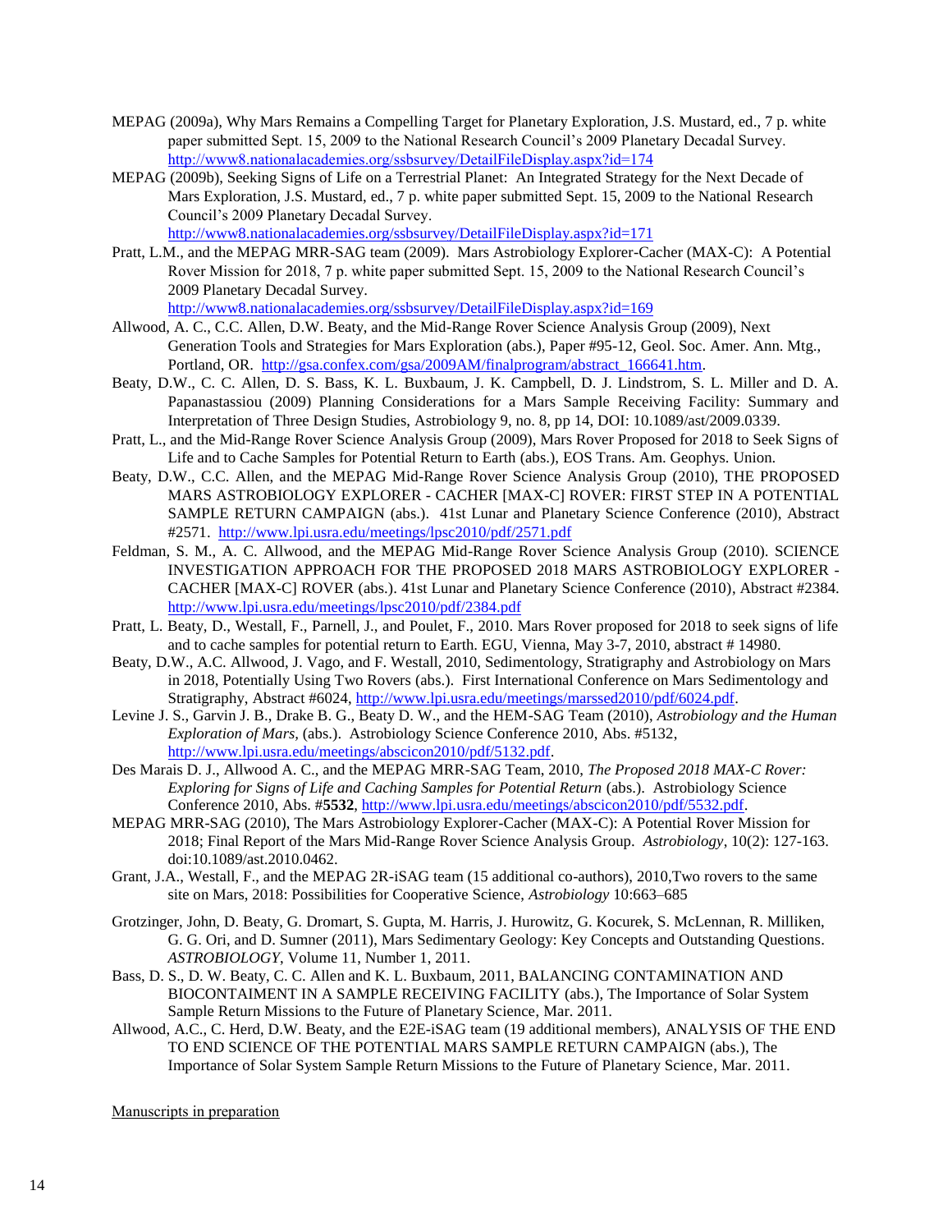MEPAG (2009a), Why Mars Remains a Compelling Target for Planetary Exploration, J.S. Mustard, ed., 7 p. white paper submitted Sept. 15, 2009 to the National Research Council's 2009 Planetary Decadal Survey. http://www8.nationalacademies.org/ssbsurvey/DetailFileDisplay.aspx?id=174

MEPAG (2009b), Seeking Signs of Life on a Terrestrial Planet: An Integrated Strategy for the Next Decade of Mars Exploration, J.S. Mustard, ed., 7 p. white paper submitted Sept. 15, 2009 to the National Research Council's 2009 Planetary Decadal Survey. http://www8.nationalacademies.org/ssbsurvey/DetailFileDisplay.aspx?id=171

Pratt, L.M., and the MEPAG MRR-SAG team (2009). Mars Astrobiology Explorer-Cacher (MAX-C): A Potential Rover Mission for 2018, 7 p. white paper submitted Sept. 15, 2009 to the National Research Council's 2009 Planetary Decadal Survey. http://www8.nationalacademies.org/ssbsurvey/DetailFileDisplay.aspx?id=169

Allwood, A. C., C.C. Allen, D.W. Beaty, and the Mid-Range Rover Science Analysis Group (2009), Next Generation Tools and Strategies for Mars Exploration (abs.), Paper #95-12, Geol. Soc. Amer. Ann. Mtg., Portland, OR. http://gsa.confex.com/gsa/2009AM/finalprogram/abstract_166641.htm.

Beaty, D.W., C. C. Allen, D. S. Bass, K. L. Buxbaum, J. K. Campbell, D. J. Lindstrom, S. L. Miller and D. A. Papanastassiou (2009) Planning Considerations for a Mars Sample Receiving Facility: Summary and Interpretation of Three Design Studies, Astrobiology 9, no. 8, pp 14, DOI: 10.1089/ast/2009.0339.

Pratt, L., and the Mid-Range Rover Science Analysis Group (2009), Mars Rover Proposed for 2018 to Seek Signs of Life and to Cache Samples for Potential Return to Earth (abs.), EOS Trans. Am. Geophys. Union.

Beaty, D.W., C.C. Allen, and the MEPAG Mid-Range Rover Science Analysis Group (2010), THE PROPOSED MARS ASTROBIOLOGY EXPLORER - CACHER [MAX-C] ROVER: FIRST STEP IN A POTENTIAL SAMPLE RETURN CAMPAIGN (abs.). 41st Lunar and Planetary Science Conference (2010), Abstract #2571. http://www.lpi.usra.edu/meetings/lpsc2010/pdf/2571.pdf

Feldman, S. M., A. C. Allwood, and the MEPAG Mid-Range Rover Science Analysis Group (2010). SCIENCE INVESTIGATION APPROACH FOR THE PROPOSED 2018 MARS ASTROBIOLOGY EXPLORER - CACHER [MAX-C] ROVER (abs.). 41st Lunar and Planetary Science Conference (2010), Abstract #2384. http://www.lpi.usra.edu/meetings/lpsc2010/pdf/2384.pdf

Pratt, L. Beaty, D., Westall, F., Parnell, J., and Poulet, F., 2010. Mars Rover proposed for 2018 to seek signs of life and to cache samples for potential return to Earth. EGU, Vienna, May 3-7, 2010, abstract # 14980.

Beaty, D.W., A.C. Allwood, J. Vago, and F. Westall, 2010, Sedimentology, Stratigraphy and Astrobiology on Mars in 2018, Potentially Using Two Rovers (abs.). First International Conference on Mars Sedimentology and Stratigraphy, Abstract #6024, http://www.lpi.usra.edu/meetings/marssed2010/pdf/6024.pdf.

Levine J. S., Garvin J. B., Drake B. G., Beaty D. W., and the HEM-SAG Team (2010), *Astrobiology and the Human Exploration of Mars*, (abs.). Astrobiology Science Conference 2010, Abs. #5132, http://www.lpi.usra.edu/meetings/abscicon2010/pdf/5132.pdf.

Des Marais D. J., Allwood A. C., and the MEPAG MRR-SAG Team, 2010, *The Proposed 2018 MAX-C Rover: Exploring for Signs of Life and Caching Samples for Potential Return* (abs.). Astrobiology Science Conference 2010, Abs. #**5532**, http://www.lpi.usra.edu/meetings/abscicon2010/pdf/5532.pdf.

MEPAG MRR-SAG (2010), The Mars Astrobiology Explorer-Cacher (MAX-C): A Potential Rover Mission for 2018; Final Report of the Mars Mid-Range Rover Science Analysis Group. *Astrobiology*, 10(2): 127-163. doi:10.1089/ast.2010.0462.

Grant, J.A., Westall, F., and the MEPAG 2R-iSAG team (15 additional co-authors), 2010,Two rovers to the same site on Mars, 2018: Possibilities for Cooperative Science, *Astrobiology* 10:663–685

Grotzinger, John, D. Beaty, G. Dromart, S. Gupta, M. Harris, J. Hurowitz, G. Kocurek, S. McLennan, R. Milliken, G. G. Ori, and D. Sumner (2011), Mars Sedimentary Geology: Key Concepts and Outstanding Questions. *ASTROBIOLOGY*, Volume 11, Number 1, 2011.

Bass, D. S., D. W. Beaty, C. C. Allen and K. L. Buxbaum, 2011, BALANCING CONTAMINATION AND BIOCONTAIMENT IN A SAMPLE RECEIVING FACILITY (abs.), The Importance of Solar System Sample Return Missions to the Future of Planetary Science, Mar. 2011.

Allwood, A.C., C. Herd, D.W. Beaty, and the E2E-iSAG team (19 additional members), ANALYSIS OF THE END TO END SCIENCE OF THE POTENTIAL MARS SAMPLE RETURN CAMPAIGN (abs.), The Importance of Solar System Sample Return Missions to the Future of Planetary Science, Mar. 2011.

Manuscripts in preparation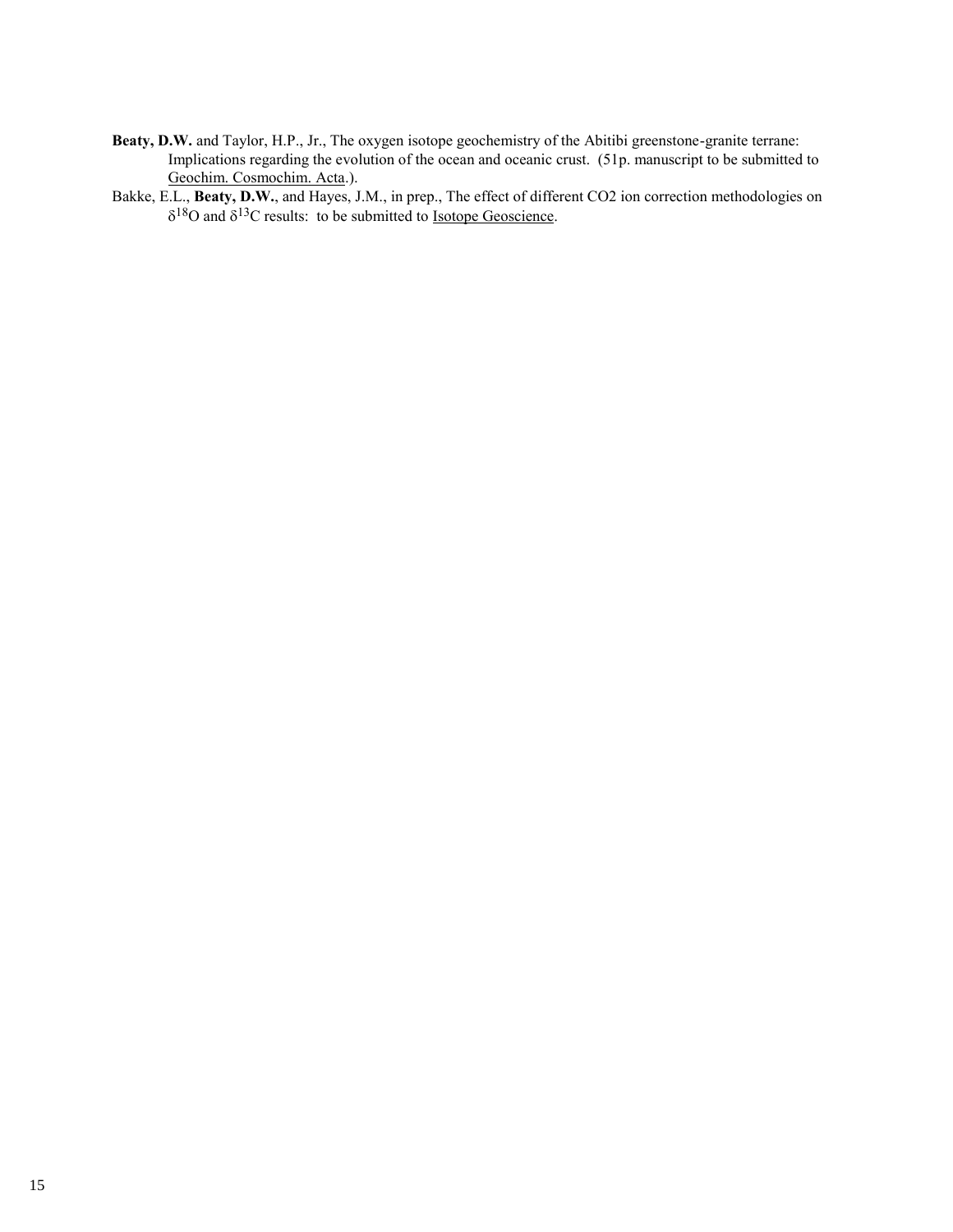**Beaty, D.W.** and Taylor, H.P., Jr., The oxygen isotope geochemistry of the Abitibi greenstone-granite terrane: Implications regarding the evolution of the ocean and oceanic crust. (51p. manuscript to be submitted to Geochim. Cosmochim. Acta.).

Bakke, E.L., **Beaty, D.W.**, and Hayes, J.M., in prep., The effect of different CO2 ion correction methodologies on $\delta^{18}O$ and $\delta^{13}C$ results: to be submitted to Isotope Geoscience.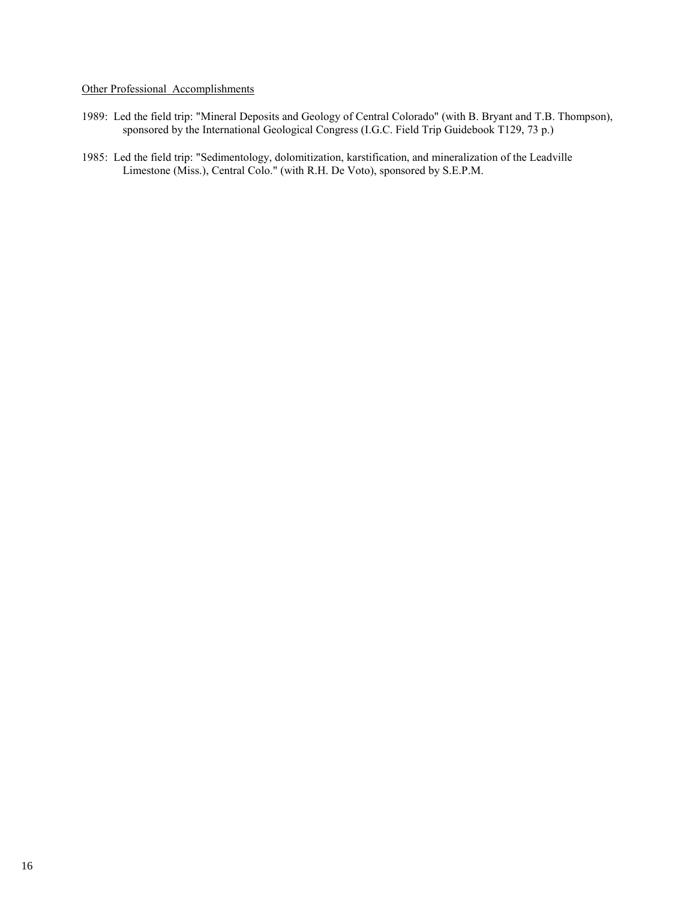Other Professional Accomplishments

1989: Led the field trip: "Mineral Deposits and Geology of Central Colorado" (with B. Bryant and T.B. Thompson), sponsored by the International Geological Congress (I.G.C. Field Trip Guidebook T129, 73 p.)

1985: Led the field trip: "Sedimentology, dolomitization, karstification, and mineralization of the Leadville Limestone (Miss.), Central Colo." (with R.H. De Voto), sponsored by S.E.P.M.